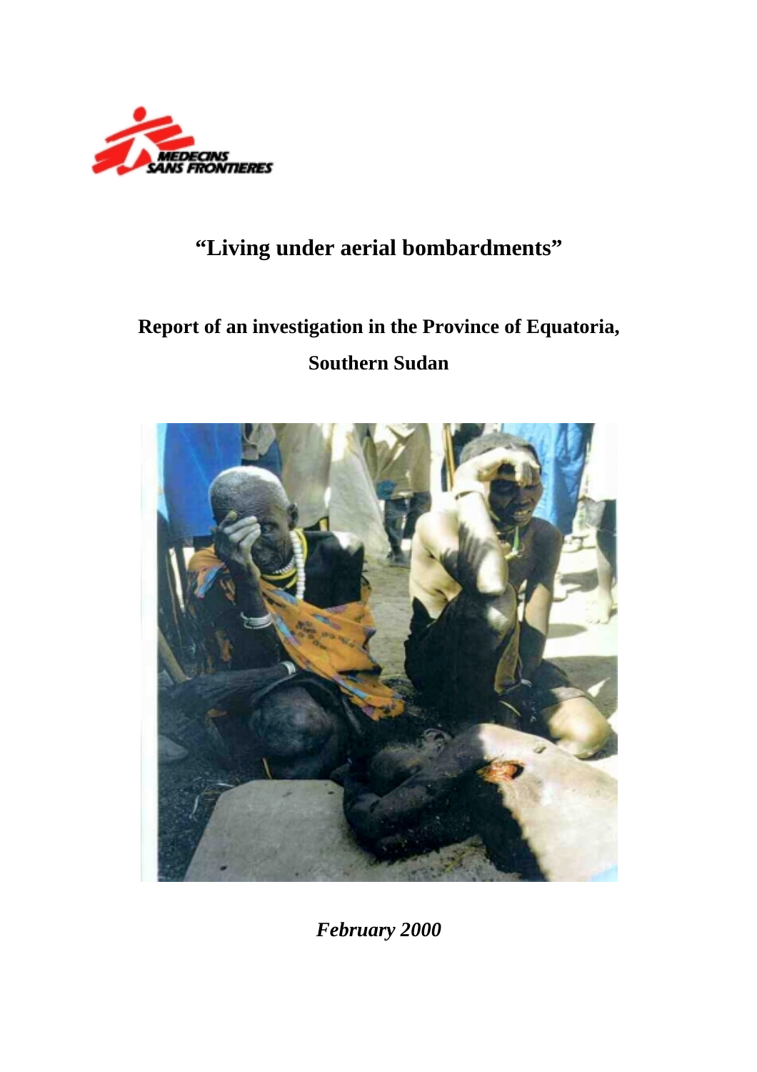MEDECINS SANS FRONTIERES

# "Living under aerial bombardments"

## Report of an investigation in the Province of Equatoria, Southern Sudan

*February 2000*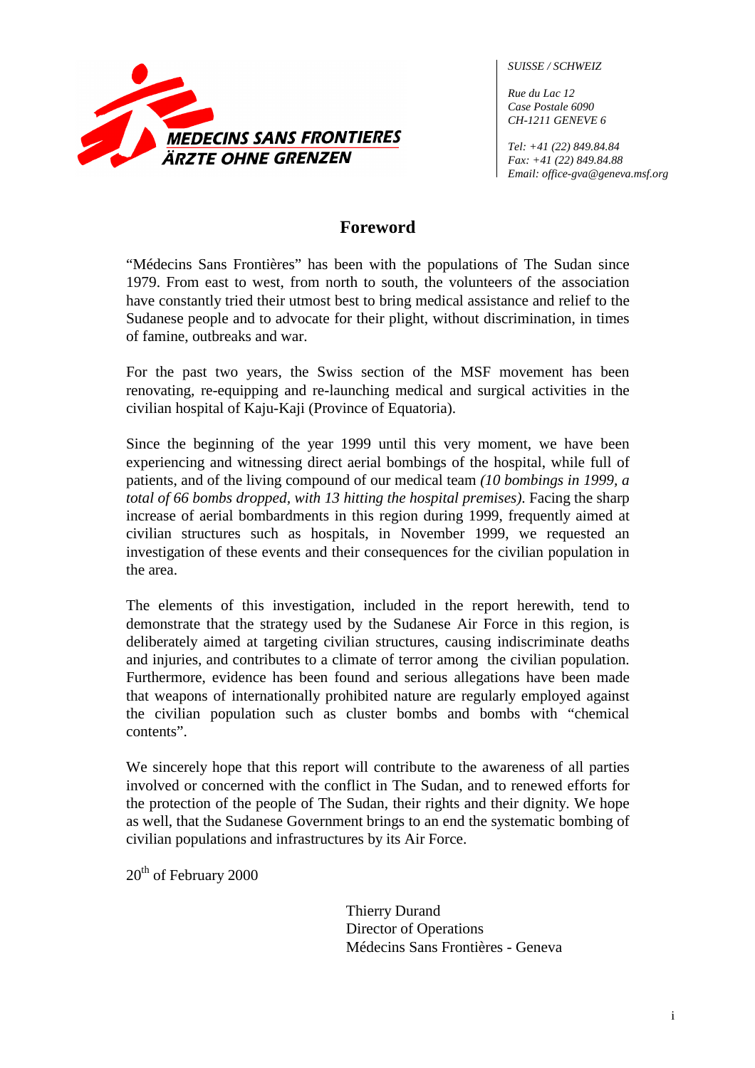MEDECINS SANS FRONTIERES
ÄRZTE OHNE GRENZEN

*SUISSE / SCHWEIZ*

*Rue du Lac 12*
*Case Postale 6090*
*CH-1211 GENEVE 6*

*Tel: +41 (22) 849.84.84*
*Fax: +41 (22) 849.84.88*
*Email: office-gva@geneva.msf.org*

# Foreword

"Médecins Sans Frontières" has been with the populations of The Sudan since 1979. From east to west, from north to south, the volunteers of the association have constantly tried their utmost best to bring medical assistance and relief to the Sudanese people and to advocate for their plight, without discrimination, in times of famine, outbreaks and war.

For the past two years, the Swiss section of the MSF movement has been renovating, re-equipping and re-launching medical and surgical activities in the civilian hospital of Kaju-Kaji (Province of Equatoria).

Since the beginning of the year 1999 until this very moment, we have been experiencing and witnessing direct aerial bombings of the hospital, while full of patients, and of the living compound of our medical team *(10 bombings in 1999, a total of 66 bombs dropped, with 13 hitting the hospital premises)*. Facing the sharp increase of aerial bombardments in this region during 1999, frequently aimed at civilian structures such as hospitals, in November 1999, we requested an investigation of these events and their consequences for the civilian population in the area.

The elements of this investigation, included in the report herewith, tend to demonstrate that the strategy used by the Sudanese Air Force in this region, is deliberately aimed at targeting civilian structures, causing indiscriminate deaths and injuries, and contributes to a climate of terror among the civilian population. Furthermore, evidence has been found and serious allegations have been made that weapons of internationally prohibited nature are regularly employed against the civilian population such as cluster bombs and bombs with "chemical contents".

We sincerely hope that this report will contribute to the awareness of all parties involved or concerned with the conflict in The Sudan, and to renewed efforts for the protection of the people of The Sudan, their rights and their dignity. We hope as well, that the Sudanese Government brings to an end the systematic bombing of civilian populations and infrastructures by its Air Force.

20th of February 2000

Thierry Durand
Director of Operations
Médecins Sans Frontières - Geneva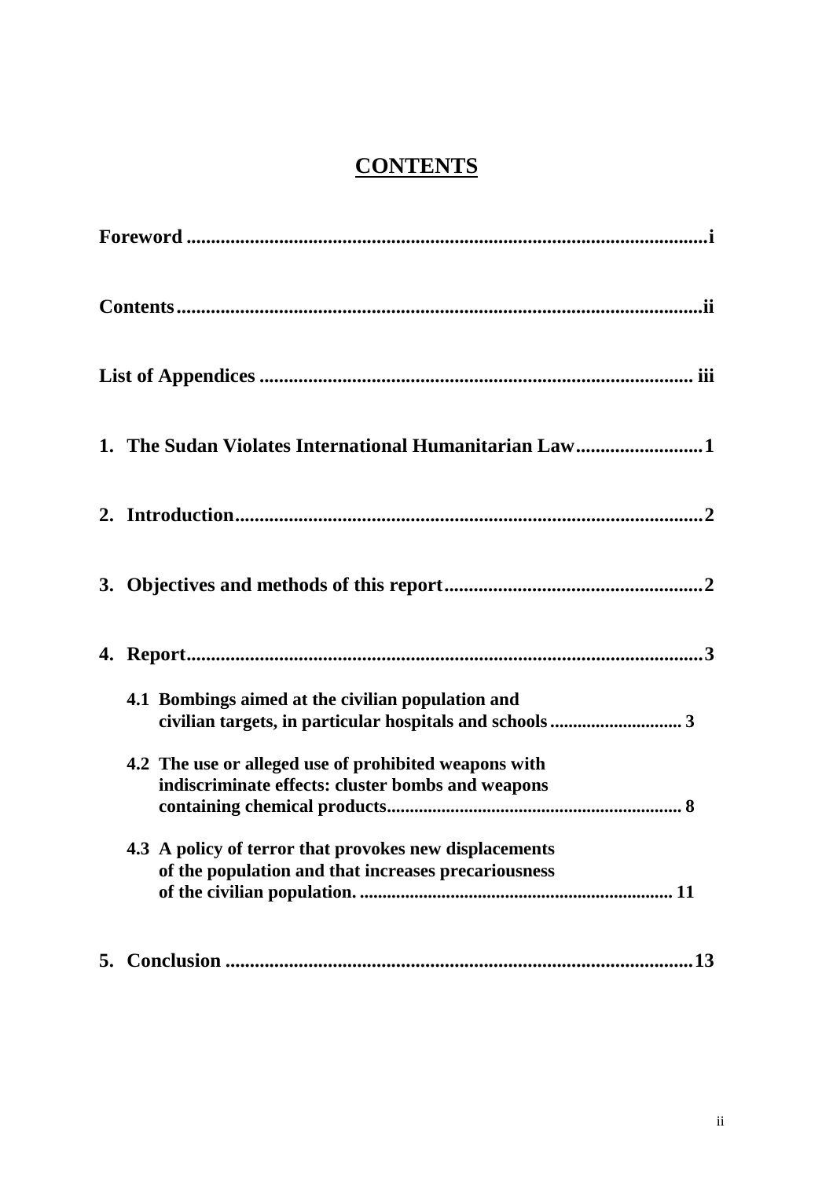# CONTENTS

**Foreword** ........................................................................................................i

**Contents**..........................................................................................................ii

**List of Appendices** ....................................................................................... iii

**1. The Sudan Violates International Humanitarian Law**..........................1

**2. Introduction**...............................................................................................2

**3. Objectives and methods of this report**....................................................2

**4. Report**........................................................................................................3

- **4.1 Bombings aimed at the civilian population and civilian targets, in particular hospitals and schools** ............................ 3
- **4.2 The use or alleged use of prohibited weapons with indiscriminate effects: cluster bombs and weapons containing chemical products**............................................................... 8
- **4.3 A policy of terror that provokes new displacements of the population and that increases precariousness of the civilian population.** .................................................................. 11

**5. Conclusion** ...............................................................................................13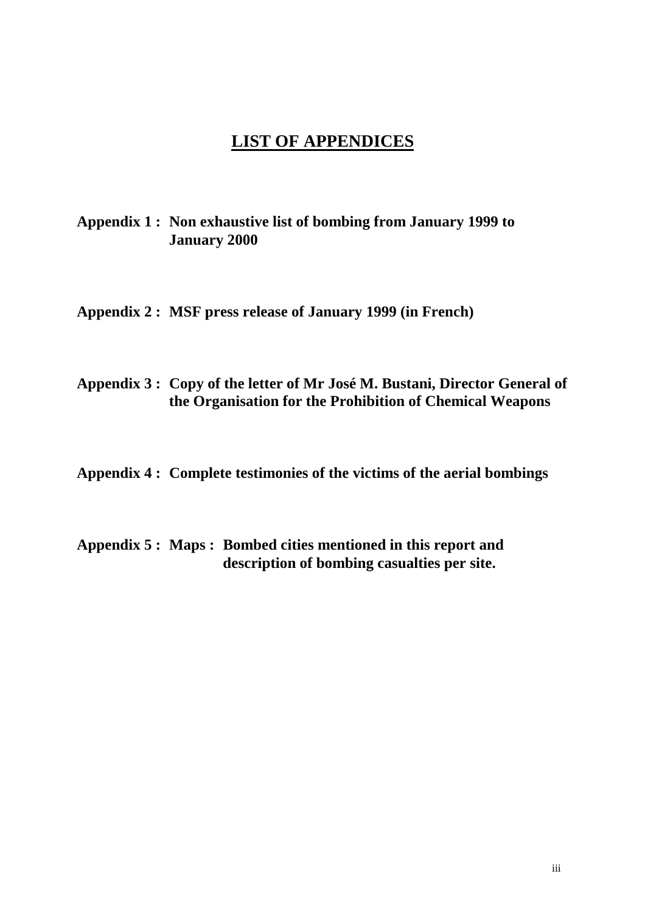# LIST OF APPENDICES

**Appendix 1 : Non exhaustive list of bombing from January 1999 to January 2000**

**Appendix 2 : MSF press release of January 1999 (in French)**

**Appendix 3 : Copy of the letter of Mr José M. Bustani, Director General of the Organisation for the Prohibition of Chemical Weapons**

**Appendix 4 : Complete testimonies of the victims of the aerial bombings**

**Appendix 5 : Maps : Bombed cities mentioned in this report and description of bombing casualties per site.**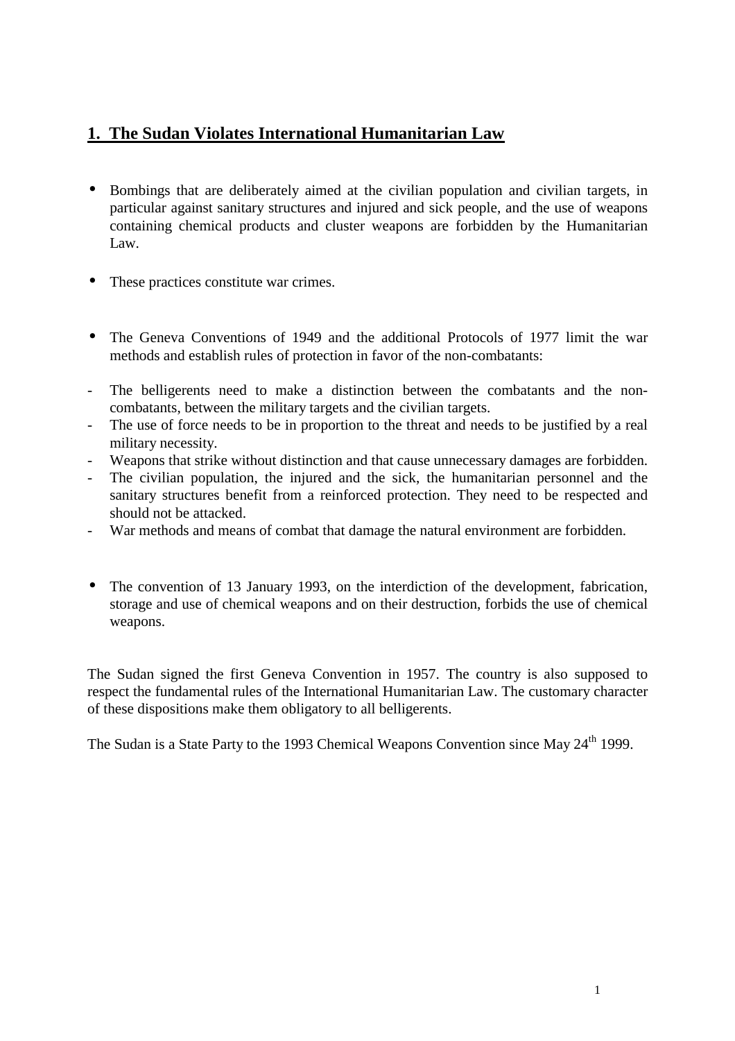## 1. The Sudan Violates International Humanitarian Law

- Bombings that are deliberately aimed at the civilian population and civilian targets, in particular against sanitary structures and injured and sick people, and the use of weapons containing chemical products and cluster weapons are forbidden by the Humanitarian Law.

- These practices constitute war crimes.

- The Geneva Conventions of 1949 and the additional Protocols of 1977 limit the war methods and establish rules of protection in favor of the non-combatants:

- The belligerents need to make a distinction between the combatants and the non-combatants, between the military targets and the civilian targets.
- The use of force needs to be in proportion to the threat and needs to be justified by a real military necessity.
- Weapons that strike without distinction and that cause unnecessary damages are forbidden.
- The civilian population, the injured and the sick, the humanitarian personnel and the sanitary structures benefit from a reinforced protection. They need to be respected and should not be attacked.
- War methods and means of combat that damage the natural environment are forbidden.

- The convention of 13 January 1993, on the interdiction of the development, fabrication, storage and use of chemical weapons and on their destruction, forbids the use of chemical weapons.

The Sudan signed the first Geneva Convention in 1957. The country is also supposed to respect the fundamental rules of the International Humanitarian Law. The customary character of these dispositions make them obligatory to all belligerents.

The Sudan is a State Party to the 1993 Chemical Weapons Convention since May 24th 1999.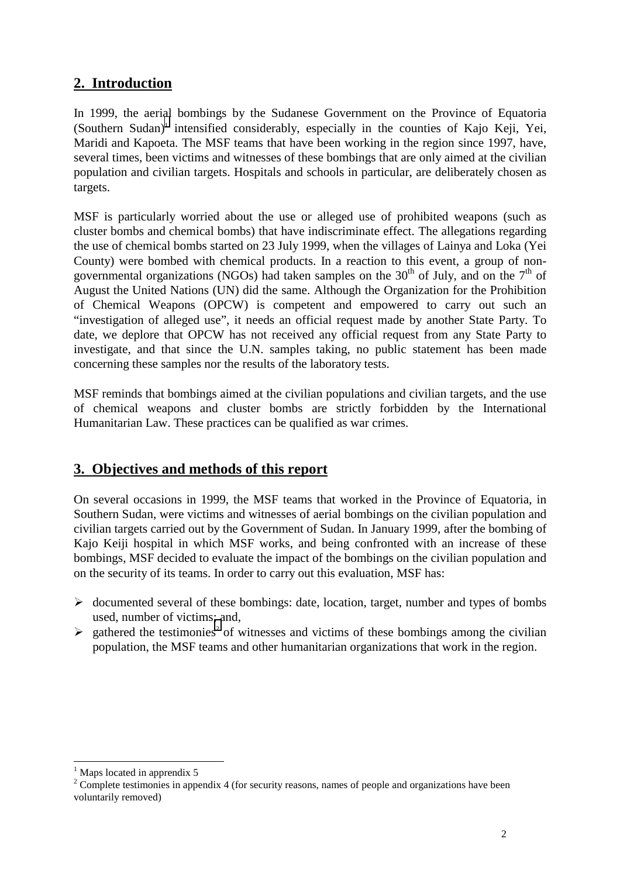## 2. Introduction

In 1999, the aerial bombings by the Sudanese Government on the Province of Equatoria (Southern Sudan)[1] intensified considerably, especially in the counties of Kajo Keji, Yei, Maridi and Kapoeta. The MSF teams that have been working in the region since 1997, have, several times, been victims and witnesses of these bombings that are only aimed at the civilian population and civilian targets. Hospitals and schools in particular, are deliberately chosen as targets.

MSF is particularly worried about the use or alleged use of prohibited weapons (such as cluster bombs and chemical bombs) that have indiscriminate effect. The allegations regarding the use of chemical bombs started on 23 July 1999, when the villages of Lainya and Loka (Yei County) were bombed with chemical products. In a reaction to this event, a group of non-governmental organizations (NGOs) had taken samples on the 30th of July, and on the 7th of August the United Nations (UN) did the same. Although the Organization for the Prohibition of Chemical Weapons (OPCW) is competent and empowered to carry out such an "investigation of alleged use", it needs an official request made by another State Party. To date, we deplore that OPCW has not received any official request from any State Party to investigate, and that since the U.N. samples taking, no public statement has been made concerning these samples nor the results of the laboratory tests.

MSF reminds that bombings aimed at the civilian populations and civilian targets, and the use of chemical weapons and cluster bombs are strictly forbidden by the International Humanitarian Law. These practices can be qualified as war crimes.

## 3. Objectives and methods of this report

On several occasions in 1999, the MSF teams that worked in the Province of Equatoria, in Southern Sudan, were victims and witnesses of aerial bombings on the civilian population and civilian targets carried out by the Government of Sudan. In January 1999, after the bombing of Kajo Keiji hospital in which MSF works, and being confronted with an increase of these bombings, MSF decided to evaluate the impact of the bombings on the civilian population and on the security of its teams. In order to carry out this evaluation, MSF has:

- documented several of these bombings: date, location, target, number and types of bombs used, number of victims; and,
- gathered the testimonies[2] of witnesses and victims of these bombings among the civilian population, the MSF teams and other humanitarian organizations that work in the region.

---

[1] Maps located in apprendix 5

[2] Complete testimonies in appendix 4 (for security reasons, names of people and organizations have been voluntarily removed)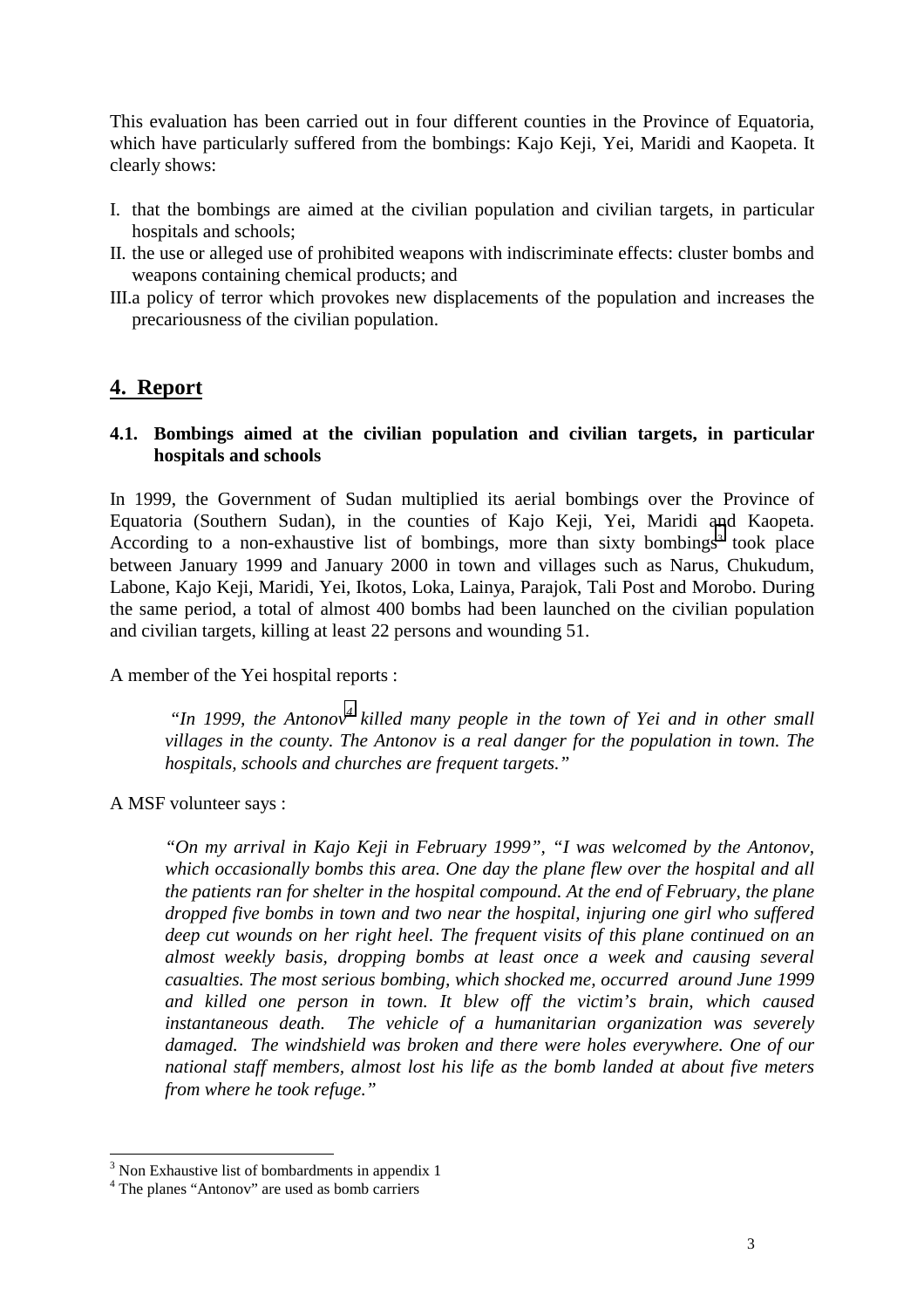This evaluation has been carried out in four different counties in the Province of Equatoria, which have particularly suffered from the bombings: Kajo Keji, Yei, Maridi and Kaopeta. It clearly shows:

I. that the bombings are aimed at the civilian population and civilian targets, in particular hospitals and schools;
II. the use or alleged use of prohibited weapons with indiscriminate effects: cluster bombs and weapons containing chemical products; and
III. a policy of terror which provokes new displacements of the population and increases the precariousness of the civilian population.

## 4. Report

### 4.1. Bombings aimed at the civilian population and civilian targets, in particular hospitals and schools

In 1999, the Government of Sudan multiplied its aerial bombings over the Province of Equatoria (Southern Sudan), in the counties of Kajo Keji, Yei, Maridi and Kaopeta. According to a non-exhaustive list of bombings, more than sixty bombings[3] took place between January 1999 and January 2000 in town and villages such as Narus, Chukudum, Labone, Kajo Keji, Maridi, Yei, Ikotos, Loka, Lainya, Parajok, Tali Post and Morobo. During the same period, a total of almost 400 bombs had been launched on the civilian population and civilian targets, killing at least 22 persons and wounding 51.

A member of the Yei hospital reports :

> *"In 1999, the Antonov[4] killed many people in the town of Yei and in other small villages in the county. The Antonov is a real danger for the population in town. The hospitals, schools and churches are frequent targets."*

A MSF volunteer says :

> *"On my arrival in Kajo Keji in February 1999", "I was welcomed by the Antonov, which occasionally bombs this area. One day the plane flew over the hospital and all the patients ran for shelter in the hospital compound. At the end of February, the plane dropped five bombs in town and two near the hospital, injuring one girl who suffered deep cut wounds on her right heel. The frequent visits of this plane continued on an almost weekly basis, dropping bombs at least once a week and causing several casualties. The most serious bombing, which shocked me, occurred around June 1999 and killed one person in town. It blew off the victim's brain, which caused instantaneous death. The vehicle of a humanitarian organization was severely damaged. The windshield was broken and there were holes everywhere. One of our national staff members, almost lost his life as the bomb landed at about five meters from where he took refuge."*

---

[3] Non Exhaustive list of bombardments in appendix 1

[4] The planes "Antonov" are used as bomb carriers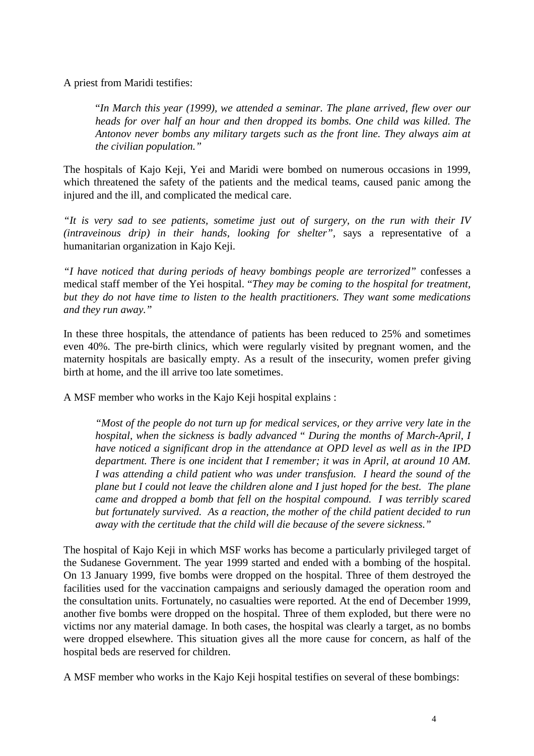A priest from Maridi testifies:

> "*In March this year (1999), we attended a seminar. The plane arrived, flew over our heads for over half an hour and then dropped its bombs. One child was killed. The Antonov never bombs any military targets such as the front line. They always aim at the civilian population."*

The hospitals of Kajo Keji, Yei and Maridi were bombed on numerous occasions in 1999, which threatened the safety of the patients and the medical teams, caused panic among the injured and the ill, and complicated the medical care.

*"It is very sad to see patients, sometime just out of surgery, on the run with their IV (intraveinous drip) in their hands, looking for shelter"*, says a representative of a humanitarian organization in Kajo Keji.

*"I have noticed that during periods of heavy bombings people are terrorized"* confesses a medical staff member of the Yei hospital. "*They may be coming to the hospital for treatment, but they do not have time to listen to the health practitioners. They want some medications and they run away."*

In these three hospitals, the attendance of patients has been reduced to 25% and sometimes even 40%. The pre-birth clinics, which were regularly visited by pregnant women, and the maternity hospitals are basically empty. As a result of the insecurity, women prefer giving birth at home, and the ill arrive too late sometimes.

A MSF member who works in the Kajo Keji hospital explains :

> *"Most of the people do not turn up for medical services, or they arrive very late in the hospital, when the sickness is badly advanced " During the months of March-April, I have noticed a significant drop in the attendance at OPD level as well as in the IPD department. There is one incident that I remember; it was in April, at around 10 AM. I was attending a child patient who was under transfusion. I heard the sound of the plane but I could not leave the children alone and I just hoped for the best. The plane came and dropped a bomb that fell on the hospital compound. I was terribly scared but fortunately survived. As a reaction, the mother of the child patient decided to run away with the certitude that the child will die because of the severe sickness."*

The hospital of Kajo Keji in which MSF works has become a particularly privileged target of the Sudanese Government. The year 1999 started and ended with a bombing of the hospital. On 13 January 1999, five bombs were dropped on the hospital. Three of them destroyed the facilities used for the vaccination campaigns and seriously damaged the operation room and the consultation units. Fortunately, no casualties were reported. At the end of December 1999, another five bombs were dropped on the hospital. Three of them exploded, but there were no victims nor any material damage. In both cases, the hospital was clearly a target, as no bombs were dropped elsewhere. This situation gives all the more cause for concern, as half of the hospital beds are reserved for children.

A MSF member who works in the Kajo Keji hospital testifies on several of these bombings: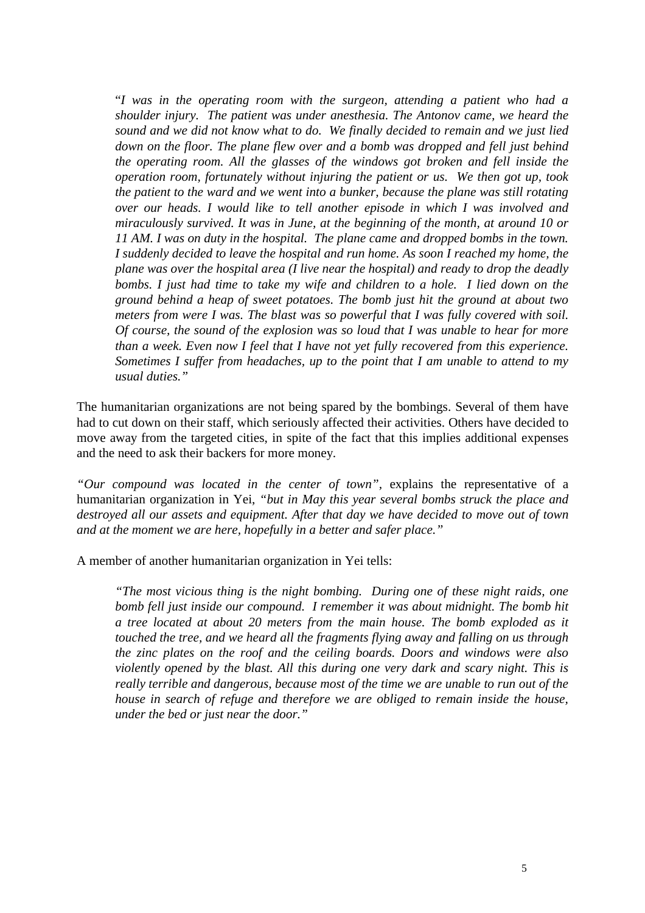> "*I was in the operating room with the surgeon, attending a patient who had a shoulder injury. The patient was under anesthesia. The Antonov came, we heard the sound and we did not know what to do. We finally decided to remain and we just lied down on the floor. The plane flew over and a bomb was dropped and fell just behind the operating room. All the glasses of the windows got broken and fell inside the operation room, fortunately without injuring the patient or us. We then got up, took the patient to the ward and we went into a bunker, because the plane was still rotating over our heads. I would like to tell another episode in which I was involved and miraculously survived. It was in June, at the beginning of the month, at around 10 or 11 AM. I was on duty in the hospital. The plane came and dropped bombs in the town. I suddenly decided to leave the hospital and run home. As soon I reached my home, the plane was over the hospital area (I live near the hospital) and ready to drop the deadly bombs. I just had time to take my wife and children to a hole. I lied down on the ground behind a heap of sweet potatoes. The bomb just hit the ground at about two meters from were I was. The blast was so powerful that I was fully covered with soil. Of course, the sound of the explosion was so loud that I was unable to hear for more than a week. Even now I feel that I have not yet fully recovered from this experience. Sometimes I suffer from headaches, up to the point that I am unable to attend to my usual duties."*

The humanitarian organizations are not being spared by the bombings. Several of them have had to cut down on their staff, which seriously affected their activities. Others have decided to move away from the targeted cities, in spite of the fact that this implies additional expenses and the need to ask their backers for more money.

*"Our compound was located in the center of town"*, explains the representative of a humanitarian organization in Yei, *"but in May this year several bombs struck the place and destroyed all our assets and equipment. After that day we have decided to move out of town and at the moment we are here, hopefully in a better and safer place."*

A member of another humanitarian organization in Yei tells:

> *"The most vicious thing is the night bombing. During one of these night raids, one bomb fell just inside our compound. I remember it was about midnight. The bomb hit a tree located at about 20 meters from the main house. The bomb exploded as it touched the tree, and we heard all the fragments flying away and falling on us through the zinc plates on the roof and the ceiling boards. Doors and windows were also violently opened by the blast. All this during one very dark and scary night. This is really terrible and dangerous, because most of the time we are unable to run out of the house in search of refuge and therefore we are obliged to remain inside the house, under the bed or just near the door."*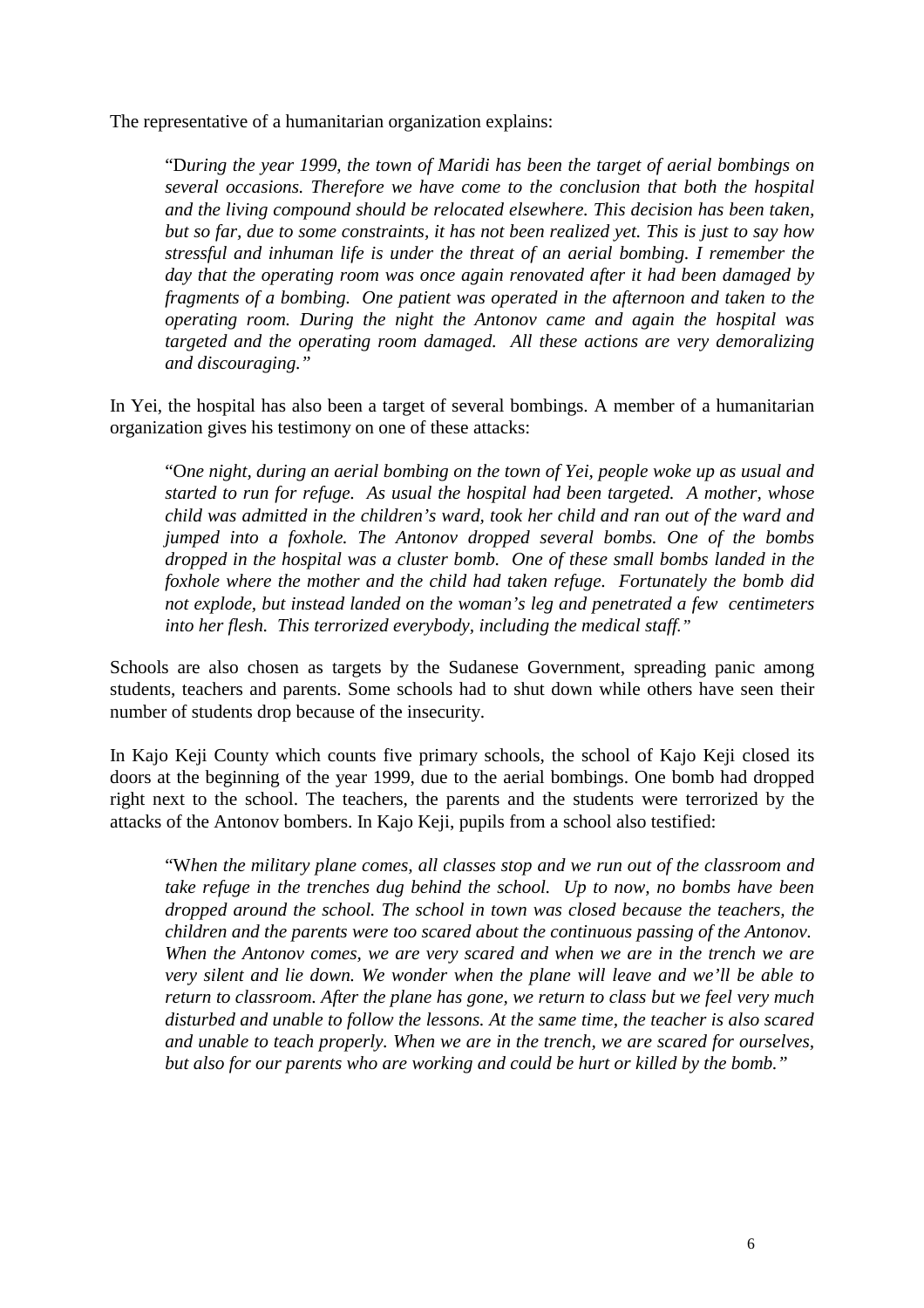The representative of a humanitarian organization explains:

> "D*uring the year 1999, the town of Maridi has been the target of aerial bombings on several occasions. Therefore we have come to the conclusion that both the hospital and the living compound should be relocated elsewhere. This decision has been taken, but so far, due to some constraints, it has not been realized yet. This is just to say how stressful and inhuman life is under the threat of an aerial bombing. I remember the day that the operating room was once again renovated after it had been damaged by fragments of a bombing. One patient was operated in the afternoon and taken to the operating room. During the night the Antonov came and again the hospital was targeted and the operating room damaged. All these actions are very demoralizing and discouraging."*

In Yei, the hospital has also been a target of several bombings. A member of a humanitarian organization gives his testimony on one of these attacks:

> "O*ne night, during an aerial bombing on the town of Yei, people woke up as usual and started to run for refuge. As usual the hospital had been targeted. A mother, whose child was admitted in the children's ward, took her child and ran out of the ward and jumped into a foxhole. The Antonov dropped several bombs. One of the bombs dropped in the hospital was a cluster bomb. One of these small bombs landed in the foxhole where the mother and the child had taken refuge. Fortunately the bomb did not explode, but instead landed on the woman's leg and penetrated a few centimeters into her flesh. This terrorized everybody, including the medical staff."*

Schools are also chosen as targets by the Sudanese Government, spreading panic among students, teachers and parents. Some schools had to shut down while others have seen their number of students drop because of the insecurity.

In Kajo Keji County which counts five primary schools, the school of Kajo Keji closed its doors at the beginning of the year 1999, due to the aerial bombings. One bomb had dropped right next to the school. The teachers, the parents and the students were terrorized by the attacks of the Antonov bombers. In Kajo Keji, pupils from a school also testified:

> "W*hen the military plane comes, all classes stop and we run out of the classroom and take refuge in the trenches dug behind the school. Up to now, no bombs have been dropped around the school. The school in town was closed because the teachers, the children and the parents were too scared about the continuous passing of the Antonov. When the Antonov comes, we are very scared and when we are in the trench we are very silent and lie down. We wonder when the plane will leave and we'll be able to return to classroom. After the plane has gone, we return to class but we feel very much disturbed and unable to follow the lessons. At the same time, the teacher is also scared and unable to teach properly. When we are in the trench, we are scared for ourselves, but also for our parents who are working and could be hurt or killed by the bomb."*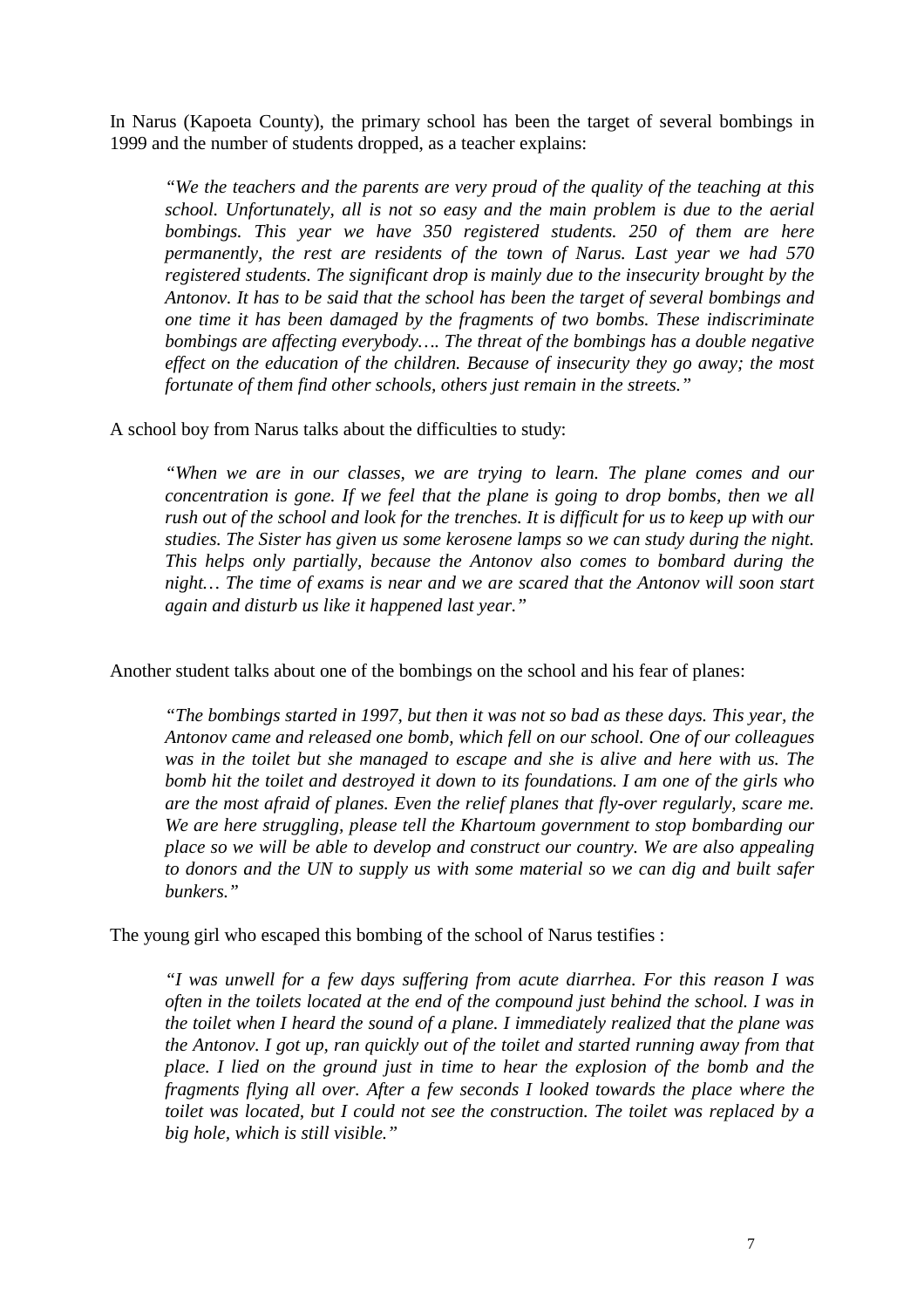In Narus (Kapoeta County), the primary school has been the target of several bombings in 1999 and the number of students dropped, as a teacher explains:

> *"We the teachers and the parents are very proud of the quality of the teaching at this school. Unfortunately, all is not so easy and the main problem is due to the aerial bombings. This year we have 350 registered students. 250 of them are here permanently, the rest are residents of the town of Narus. Last year we had 570 registered students. The significant drop is mainly due to the insecurity brought by the Antonov. It has to be said that the school has been the target of several bombings and one time it has been damaged by the fragments of two bombs. These indiscriminate bombings are affecting everybody…. The threat of the bombings has a double negative effect on the education of the children. Because of insecurity they go away; the most fortunate of them find other schools, others just remain in the streets."*

A school boy from Narus talks about the difficulties to study:

> *"When we are in our classes, we are trying to learn. The plane comes and our concentration is gone. If we feel that the plane is going to drop bombs, then we all rush out of the school and look for the trenches. It is difficult for us to keep up with our studies. The Sister has given us some kerosene lamps so we can study during the night. This helps only partially, because the Antonov also comes to bombard during the night… The time of exams is near and we are scared that the Antonov will soon start again and disturb us like it happened last year."*

Another student talks about one of the bombings on the school and his fear of planes:

> *"The bombings started in 1997, but then it was not so bad as these days. This year, the Antonov came and released one bomb, which fell on our school. One of our colleagues was in the toilet but she managed to escape and she is alive and here with us. The bomb hit the toilet and destroyed it down to its foundations. I am one of the girls who are the most afraid of planes. Even the relief planes that fly-over regularly, scare me. We are here struggling, please tell the Khartoum government to stop bombarding our place so we will be able to develop and construct our country. We are also appealing to donors and the UN to supply us with some material so we can dig and built safer bunkers."*

The young girl who escaped this bombing of the school of Narus testifies :

> *"I was unwell for a few days suffering from acute diarrhea. For this reason I was often in the toilets located at the end of the compound just behind the school. I was in the toilet when I heard the sound of a plane. I immediately realized that the plane was the Antonov. I got up, ran quickly out of the toilet and started running away from that place. I lied on the ground just in time to hear the explosion of the bomb and the fragments flying all over. After a few seconds I looked towards the place where the toilet was located, but I could not see the construction. The toilet was replaced by a big hole, which is still visible."*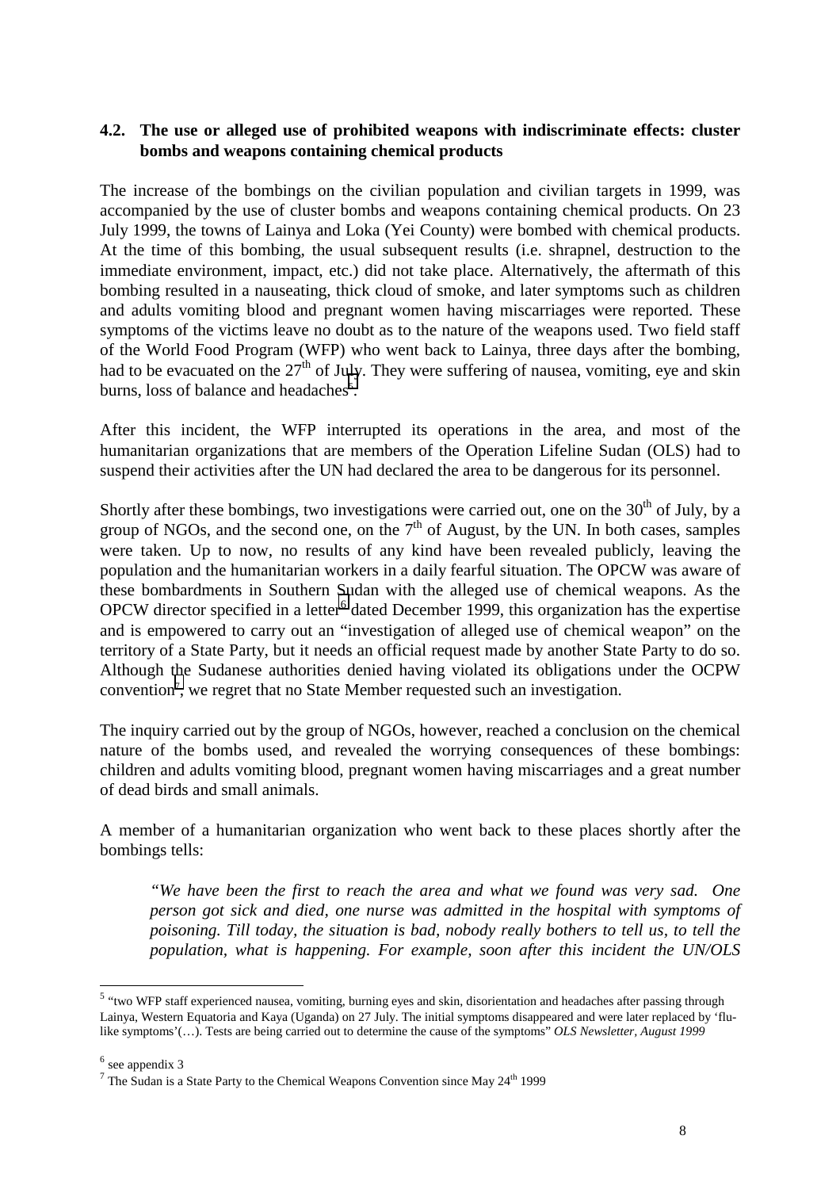### 4.2. The use or alleged use of prohibited weapons with indiscriminate effects: cluster bombs and weapons containing chemical products

The increase of the bombings on the civilian population and civilian targets in 1999, was accompanied by the use of cluster bombs and weapons containing chemical products. On 23 July 1999, the towns of Lainya and Loka (Yei County) were bombed with chemical products. At the time of this bombing, the usual subsequent results (i.e. shrapnel, destruction to the immediate environment, impact, etc.) did not take place. Alternatively, the aftermath of this bombing resulted in a nauseating, thick cloud of smoke, and later symptoms such as children and adults vomiting blood and pregnant women having miscarriages were reported. These symptoms of the victims leave no doubt as to the nature of the weapons used. Two field staff of the World Food Program (WFP) who went back to Lainya, three days after the bombing, had to be evacuated on the 27th of July. They were suffering of nausea, vomiting, eye and skin burns, loss of balance and headaches[5].

After this incident, the WFP interrupted its operations in the area, and most of the humanitarian organizations that are members of the Operation Lifeline Sudan (OLS) had to suspend their activities after the UN had declared the area to be dangerous for its personnel.

Shortly after these bombings, two investigations were carried out, one on the 30th of July, by a group of NGOs, and the second one, on the 7th of August, by the UN. In both cases, samples were taken. Up to now, no results of any kind have been revealed publicly, leaving the population and the humanitarian workers in a daily fearful situation. The OPCW was aware of these bombardments in Southern Sudan with the alleged use of chemical weapons. As the OPCW director specified in a letter[6] dated December 1999, this organization has the expertise and is empowered to carry out an "investigation of alleged use of chemical weapon" on the territory of a State Party, but it needs an official request made by another State Party to do so. Although the Sudanese authorities denied having violated its obligations under the OCPW convention[7], we regret that no State Member requested such an investigation.

The inquiry carried out by the group of NGOs, however, reached a conclusion on the chemical nature of the bombs used, and revealed the worrying consequences of these bombings: children and adults vomiting blood, pregnant women having miscarriages and a great number of dead birds and small animals.

A member of a humanitarian organization who went back to these places shortly after the bombings tells:

> *"We have been the first to reach the area and what we found was very sad. One person got sick and died, one nurse was admitted in the hospital with symptoms of poisoning. Till today, the situation is bad, nobody really bothers to tell us, to tell the population, what is happening. For example, soon after this incident the UN/OLS*

---

[5] "two WFP staff experienced nausea, vomiting, burning eyes and skin, disorientation and headaches after passing through Lainya, Western Equatoria and Kaya (Uganda) on 27 July. The initial symptoms disappeared and were later replaced by 'flu-like symptoms'(…). Tests are being carried out to determine the cause of the symptoms" *OLS Newsletter, August 1999*

[6] see appendix 3

[7] The Sudan is a State Party to the Chemical Weapons Convention since May 24th 1999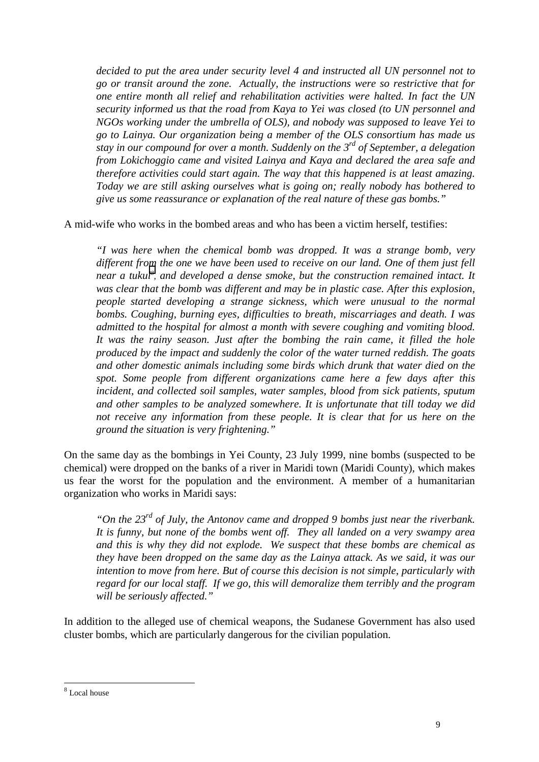*decided to put the area under security level 4 and instructed all UN personnel not to go or transit around the zone. Actually, the instructions were so restrictive that for one entire month all relief and rehabilitation activities were halted. In fact the UN security informed us that the road from Kaya to Yei was closed (to UN personnel and NGOs working under the umbrella of OLS), and nobody was supposed to leave Yei to go to Lainya. Our organization being a member of the OLS consortium has made us stay in our compound for over a month. Suddenly on the 3rd of September, a delegation from Lokichoggio came and visited Lainya and Kaya and declared the area safe and therefore activities could start again. The way that this happened is at least amazing. Today we are still asking ourselves what is going on; really nobody has bothered to give us some reassurance or explanation of the real nature of these gas bombs."*

A mid-wife who works in the bombed areas and who has been a victim herself, testifies:

*"I was here when the chemical bomb was dropped. It was a strange bomb, very different from the one we have been used to receive on our land. One of them just fell near a tukul[8], and developed a dense smoke, but the construction remained intact. It was clear that the bomb was different and may be in plastic case. After this explosion, people started developing a strange sickness, which were unusual to the normal bombs. Coughing, burning eyes, difficulties to breath, miscarriages and death. I was admitted to the hospital for almost a month with severe coughing and vomiting blood. It was the rainy season. Just after the bombing the rain came, it filled the hole produced by the impact and suddenly the color of the water turned reddish. The goats and other domestic animals including some birds which drunk that water died on the spot. Some people from different organizations came here a few days after this incident, and collected soil samples, water samples, blood from sick patients, sputum and other samples to be analyzed somewhere. It is unfortunate that till today we did not receive any information from these people. It is clear that for us here on the ground the situation is very frightening."*

On the same day as the bombings in Yei County, 23 July 1999, nine bombs (suspected to be chemical) were dropped on the banks of a river in Maridi town (Maridi County), which makes us fear the worst for the population and the environment. A member of a humanitarian organization who works in Maridi says:

*"On the 23rd of July, the Antonov came and dropped 9 bombs just near the riverbank. It is funny, but none of the bombs went off. They all landed on a very swampy area and this is why they did not explode. We suspect that these bombs are chemical as they have been dropped on the same day as the Lainya attack. As we said, it was our intention to move from here. But of course this decision is not simple, particularly with regard for our local staff. If we go, this will demoralize them terribly and the program will be seriously affected."*

In addition to the alleged use of chemical weapons, the Sudanese Government has also used cluster bombs, which are particularly dangerous for the civilian population.

---

[8] Local house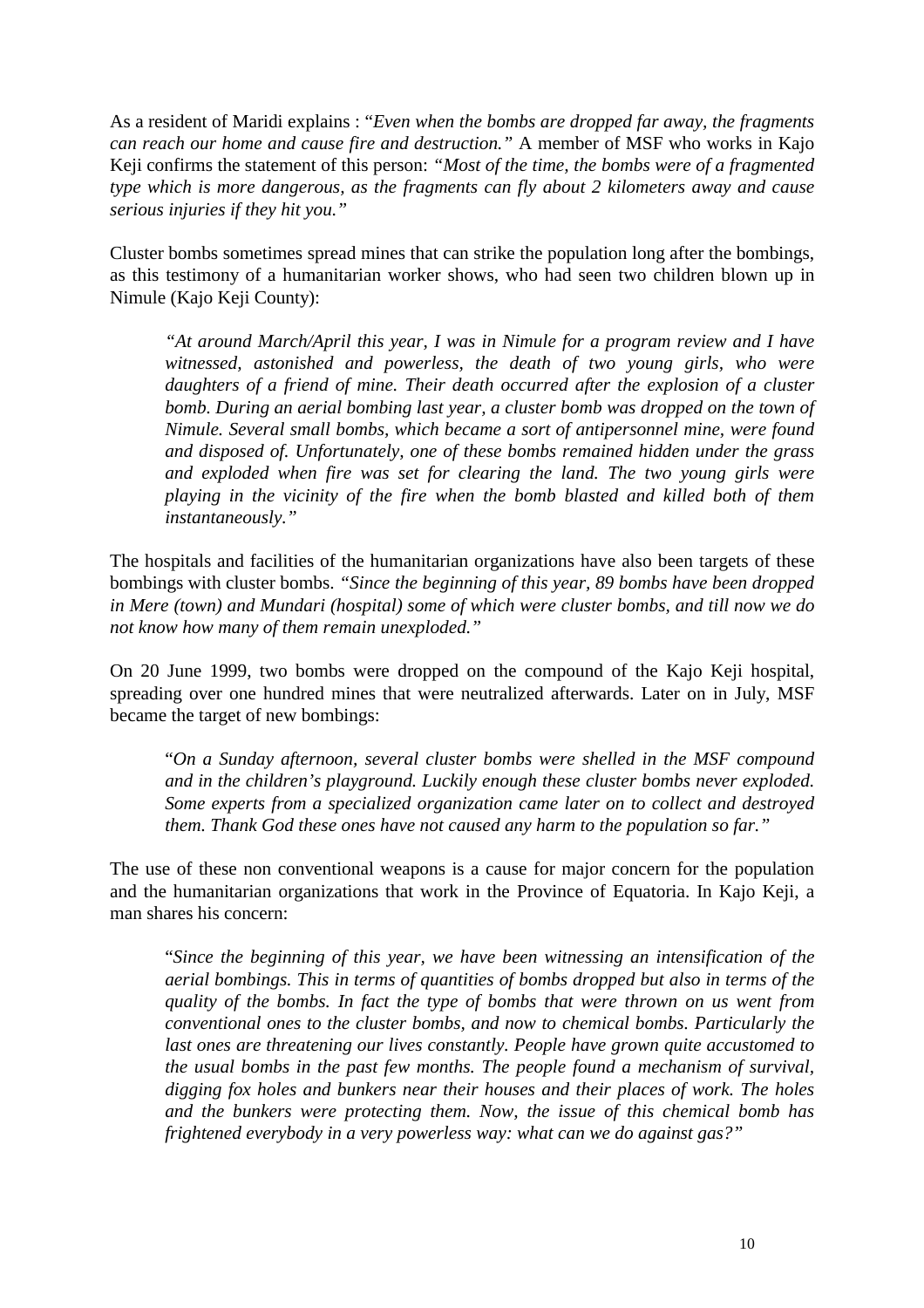As a resident of Maridi explains : "*Even when the bombs are dropped far away, the fragments can reach our home and cause fire and destruction.*" A member of MSF who works in Kajo Keji confirms the statement of this person: *"Most of the time, the bombs were of a fragmented type which is more dangerous, as the fragments can fly about 2 kilometers away and cause serious injuries if they hit you."*

Cluster bombs sometimes spread mines that can strike the population long after the bombings, as this testimony of a humanitarian worker shows, who had seen two children blown up in Nimule (Kajo Keji County):

> *"At around March/April this year, I was in Nimule for a program review and I have witnessed, astonished and powerless, the death of two young girls, who were daughters of a friend of mine. Their death occurred after the explosion of a cluster bomb. During an aerial bombing last year, a cluster bomb was dropped on the town of Nimule. Several small bombs, which became a sort of antipersonnel mine, were found and disposed of. Unfortunately, one of these bombs remained hidden under the grass and exploded when fire was set for clearing the land. The two young girls were playing in the vicinity of the fire when the bomb blasted and killed both of them instantaneously."*

The hospitals and facilities of the humanitarian organizations have also been targets of these bombings with cluster bombs. *"Since the beginning of this year, 89 bombs have been dropped in Mere (town) and Mundari (hospital) some of which were cluster bombs, and till now we do not know how many of them remain unexploded."*

On 20 June 1999, two bombs were dropped on the compound of the Kajo Keji hospital, spreading over one hundred mines that were neutralized afterwards. Later on in July, MSF became the target of new bombings:

> "*On a Sunday afternoon, several cluster bombs were shelled in the MSF compound and in the children's playground. Luckily enough these cluster bombs never exploded. Some experts from a specialized organization came later on to collect and destroyed them. Thank God these ones have not caused any harm to the population so far."*

The use of these non conventional weapons is a cause for major concern for the population and the humanitarian organizations that work in the Province of Equatoria. In Kajo Keji, a man shares his concern:

> "*Since the beginning of this year, we have been witnessing an intensification of the aerial bombings. This in terms of quantities of bombs dropped but also in terms of the quality of the bombs. In fact the type of bombs that were thrown on us went from conventional ones to the cluster bombs, and now to chemical bombs. Particularly the last ones are threatening our lives constantly. People have grown quite accustomed to the usual bombs in the past few months. The people found a mechanism of survival, digging fox holes and bunkers near their houses and their places of work. The holes and the bunkers were protecting them. Now, the issue of this chemical bomb has frightened everybody in a very powerless way: what can we do against gas?"*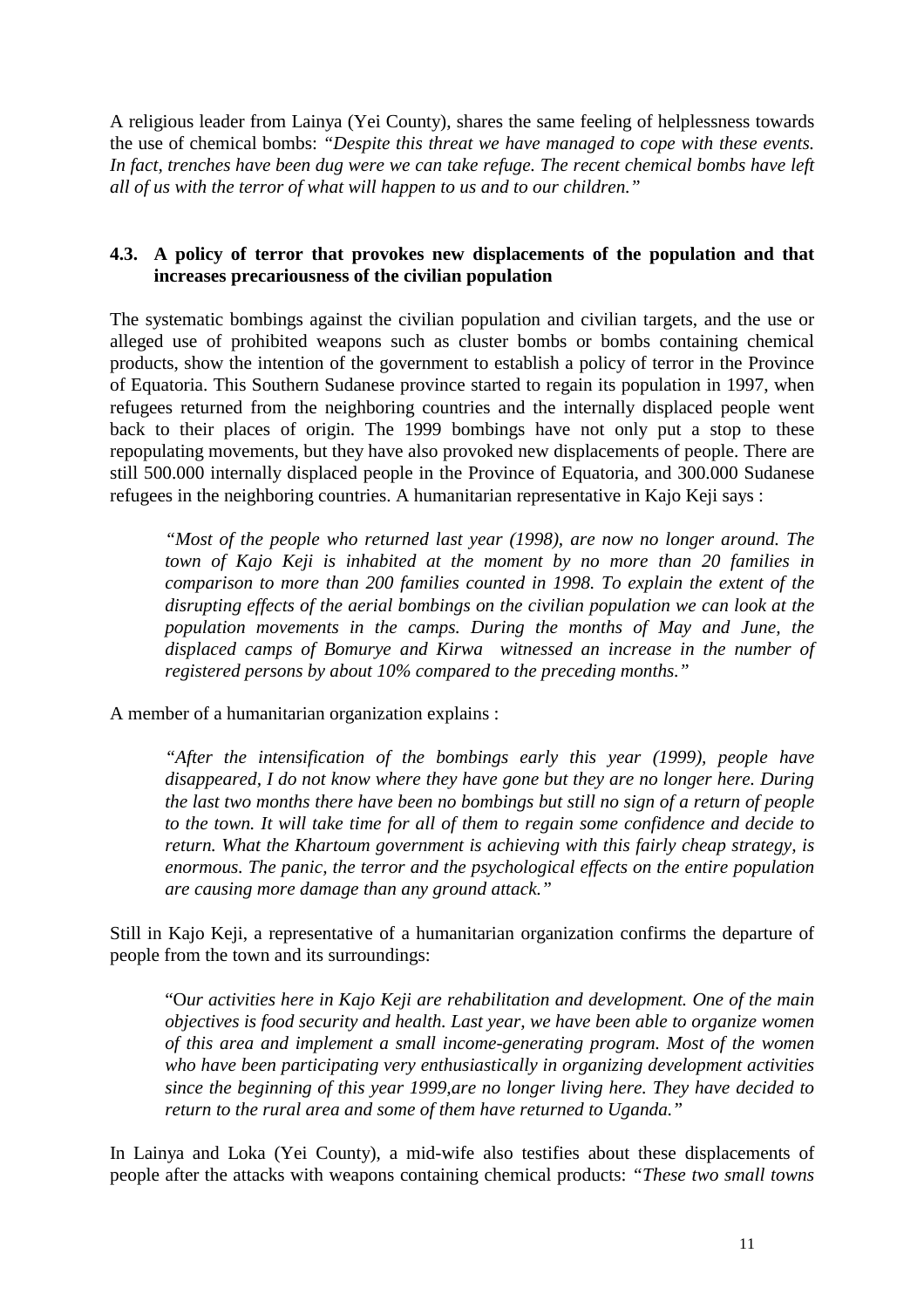A religious leader from Lainya (Yei County), shares the same feeling of helplessness towards the use of chemical bombs: *"Despite this threat we have managed to cope with these events. In fact, trenches have been dug were we can take refuge. The recent chemical bombs have left all of us with the terror of what will happen to us and to our children."*

### 4.3. A policy of terror that provokes new displacements of the population and that increases precariousness of the civilian population

The systematic bombings against the civilian population and civilian targets, and the use or alleged use of prohibited weapons such as cluster bombs or bombs containing chemical products, show the intention of the government to establish a policy of terror in the Province of Equatoria. This Southern Sudanese province started to regain its population in 1997, when refugees returned from the neighboring countries and the internally displaced people went back to their places of origin. The 1999 bombings have not only put a stop to these repopulating movements, but they have also provoked new displacements of people. There are still 500.000 internally displaced people in the Province of Equatoria, and 300.000 Sudanese refugees in the neighboring countries. A humanitarian representative in Kajo Keji says :

> *"Most of the people who returned last year (1998), are now no longer around. The town of Kajo Keji is inhabited at the moment by no more than 20 families in comparison to more than 200 families counted in 1998. To explain the extent of the disrupting effects of the aerial bombings on the civilian population we can look at the population movements in the camps. During the months of May and June, the displaced camps of Bomurye and Kirwa witnessed an increase in the number of registered persons by about 10% compared to the preceding months."*

A member of a humanitarian organization explains :

> *"After the intensification of the bombings early this year (1999), people have disappeared, I do not know where they have gone but they are no longer here. During the last two months there have been no bombings but still no sign of a return of people to the town. It will take time for all of them to regain some confidence and decide to return. What the Khartoum government is achieving with this fairly cheap strategy, is enormous. The panic, the terror and the psychological effects on the entire population are causing more damage than any ground attack."*

Still in Kajo Keji, a representative of a humanitarian organization confirms the departure of people from the town and its surroundings:

> "O*ur activities here in Kajo Keji are rehabilitation and development. One of the main objectives is food security and health. Last year, we have been able to organize women of this area and implement a small income-generating program. Most of the women who have been participating very enthusiastically in organizing development activities since the beginning of this year 1999,are no longer living here. They have decided to return to the rural area and some of them have returned to Uganda."*

In Lainya and Loka (Yei County), a mid-wife also testifies about these displacements of people after the attacks with weapons containing chemical products: *"These two small towns*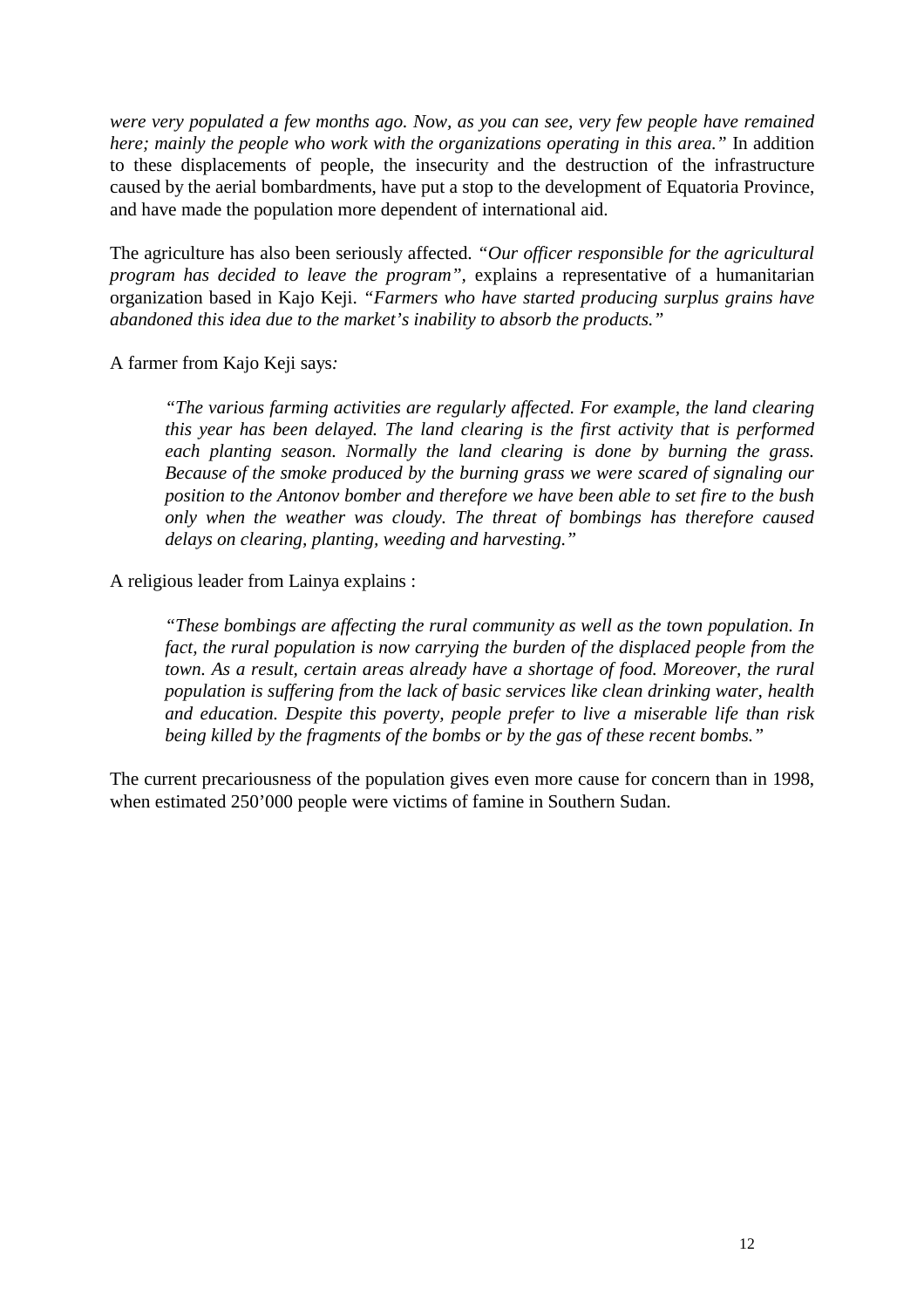*were very populated a few months ago. Now, as you can see, very few people have remained here; mainly the people who work with the organizations operating in this area."* In addition to these displacements of people, the insecurity and the destruction of the infrastructure caused by the aerial bombardments, have put a stop to the development of Equatoria Province, and have made the population more dependent of international aid.

The agriculture has also been seriously affected. *"Our officer responsible for the agricultural program has decided to leave the program"*, explains a representative of a humanitarian organization based in Kajo Keji. *"Farmers who have started producing surplus grains have abandoned this idea due to the market's inability to absorb the products."*

A farmer from Kajo Keji says*:*

> *"The various farming activities are regularly affected. For example, the land clearing this year has been delayed. The land clearing is the first activity that is performed each planting season. Normally the land clearing is done by burning the grass. Because of the smoke produced by the burning grass we were scared of signaling our position to the Antonov bomber and therefore we have been able to set fire to the bush only when the weather was cloudy. The threat of bombings has therefore caused delays on clearing, planting, weeding and harvesting."*

A religious leader from Lainya explains :

> *"These bombings are affecting the rural community as well as the town population. In fact, the rural population is now carrying the burden of the displaced people from the town. As a result, certain areas already have a shortage of food. Moreover, the rural population is suffering from the lack of basic services like clean drinking water, health and education. Despite this poverty, people prefer to live a miserable life than risk being killed by the fragments of the bombs or by the gas of these recent bombs."*

The current precariousness of the population gives even more cause for concern than in 1998, when estimated 250'000 people were victims of famine in Southern Sudan.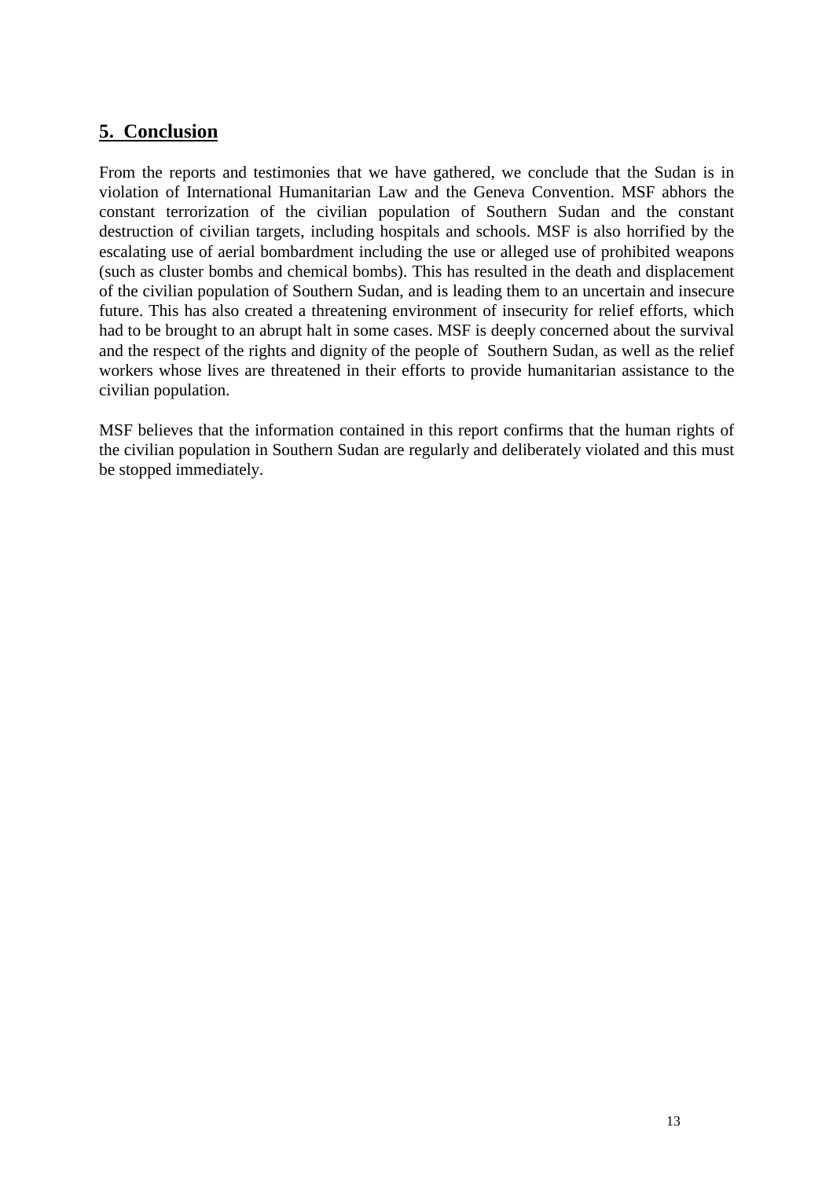## 5. Conclusion

From the reports and testimonies that we have gathered, we conclude that the Sudan is in violation of International Humanitarian Law and the Geneva Convention. MSF abhors the constant terrorization of the civilian population of Southern Sudan and the constant destruction of civilian targets, including hospitals and schools. MSF is also horrified by the escalating use of aerial bombardment including the use or alleged use of prohibited weapons (such as cluster bombs and chemical bombs). This has resulted in the death and displacement of the civilian population of Southern Sudan, and is leading them to an uncertain and insecure future. This has also created a threatening environment of insecurity for relief efforts, which had to be brought to an abrupt halt in some cases. MSF is deeply concerned about the survival and the respect of the rights and dignity of the people of Southern Sudan, as well as the relief workers whose lives are threatened in their efforts to provide humanitarian assistance to the civilian population.

MSF believes that the information contained in this report confirms that the human rights of the civilian population in Southern Sudan are regularly and deliberately violated and this must be stopped immediately.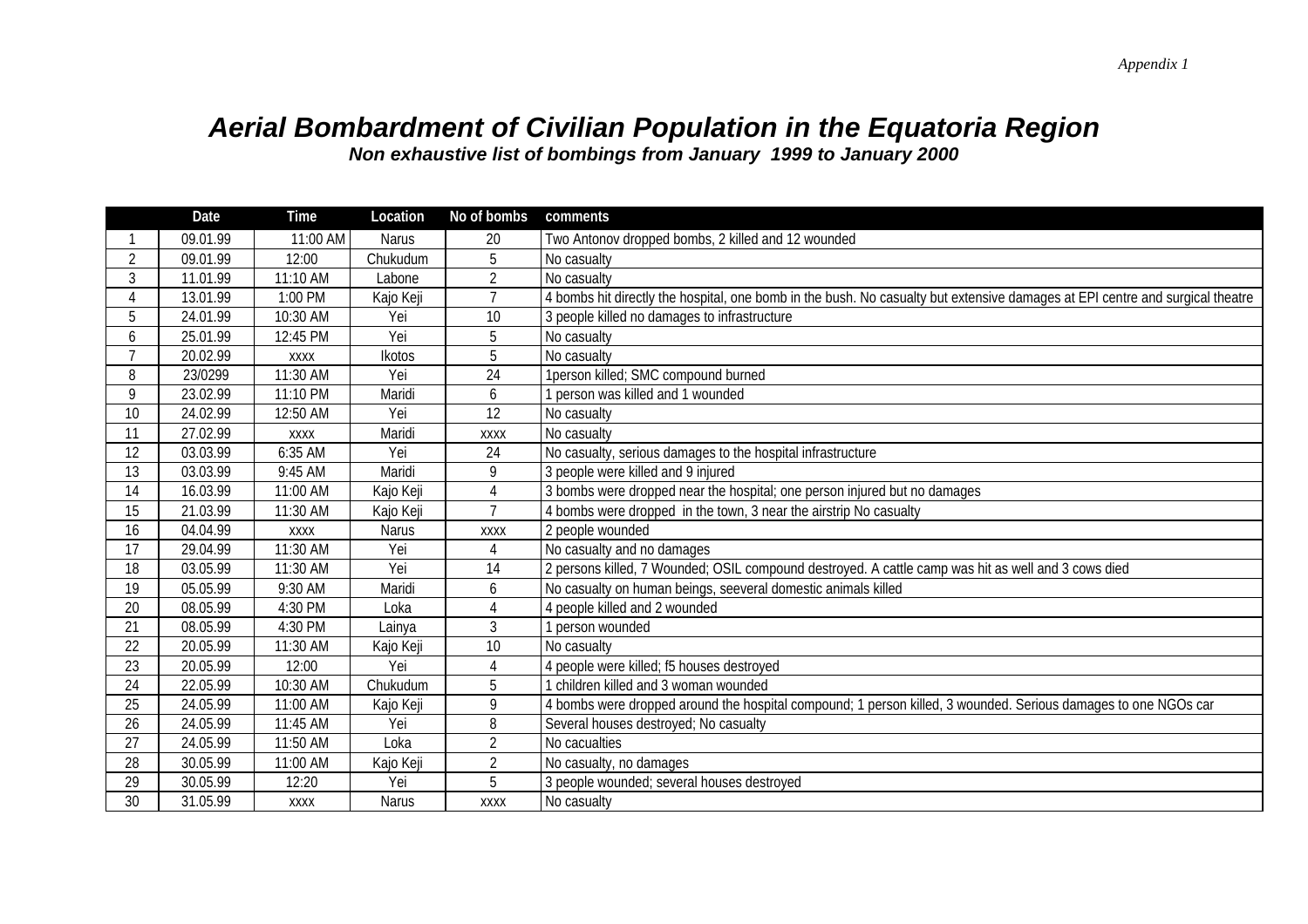*Appendix 1*

# *Aerial Bombardment of Civilian Population in the Equatoria Region*

***Non exhaustive list of bombings from January 1999 to January 2000***

| | Date | Time | Location | No of bombs | comments |
|---|---|---|---|---|---|
| 1 | 09.01.99 | 11:00 AM | Narus | 20 | Two Antonov dropped bombs, 2 killed and 12 wounded |
| 2 | 09.01.99 | 12:00 | Chukudum | 5 | No casualty |
| 3 | 11.01.99 | 11:10 AM | Labone | 2 | No casualty |
| 4 | 13.01.99 | 1:00 PM | Kajo Keji | 7 | 4 bombs hit directly the hospital, one bomb in the bush. No casualty but extensive damages at EPI centre and surgical theatre |
| 5 | 24.01.99 | 10:30 AM | Yei | 10 | 3 people killed no damages to infrastructure |
| 6 | 25.01.99 | 12:45 PM | Yei | 5 | No casualty |
| 7 | 20.02.99 | xxxx | Ikotos | 5 | No casualty |
| 8 | 23/0299 | 11:30 AM | Yei | 24 | 1person killed; SMC compound burned |
| 9 | 23.02.99 | 11:10 PM | Maridi | 6 | 1 person was killed and 1 wounded |
| 10 | 24.02.99 | 12:50 AM | Yei | 12 | No casualty |
| 11 | 27.02.99 | xxxx | Maridi | xxxx | No casualty |
| 12 | 03.03.99 | 6:35 AM | Yei | 24 | No casualty, serious damages to the hospital infrastructure |
| 13 | 03.03.99 | 9:45 AM | Maridi | 9 | 3 people were killed and 9 injured |
| 14 | 16.03.99 | 11:00 AM | Kajo Keji | 4 | 3 bombs were dropped near the hospital; one person injured but no damages |
| 15 | 21.03.99 | 11:30 AM | Kajo Keji | 7 | 4 bombs were dropped in the town, 3 near the airstrip No casualty |
| 16 | 04.04.99 | xxxx | Narus | xxxx | 2 people wounded |
| 17 | 29.04.99 | 11:30 AM | Yei | 4 | No casualty and no damages |
| 18 | 03.05.99 | 11:30 AM | Yei | 14 | 2 persons killed, 7 Wounded; OSIL compound destroyed. A cattle camp was hit as well and 3 cows died |
| 19 | 05.05.99 | 9:30 AM | Maridi | 6 | No casualty on human beings, seeveral domestic animals killed |
| 20 | 08.05.99 | 4:30 PM | Loka | 4 | 4 people killed and 2 wounded |
| 21 | 08.05.99 | 4:30 PM | Lainya | 3 | 1 person wounded |
| 22 | 20.05.99 | 11:30 AM | Kajo Keji | 10 | No casualty |
| 23 | 20.05.99 | 12:00 | Yei | 4 | 4 people were killed; f5 houses destroyed |
| 24 | 22.05.99 | 10:30 AM | Chukudum | 5 | 1 children killed and 3 woman wounded |
| 25 | 24.05.99 | 11:00 AM | Kajo Keji | 9 | 4 bombs were dropped around the hospital compound; 1 person killed, 3 wounded. Serious damages to one NGOs car |
| 26 | 24.05.99 | 11:45 AM | Yei | 8 | Several houses destroyed; No casualty |
| 27 | 24.05.99 | 11:50 AM | Loka | 2 | No cacualties |
| 28 | 30.05.99 | 11:00 AM | Kajo Keji | 2 | No casualty, no damages |
| 29 | 30.05.99 | 12:20 | Yei | 5 | 3 people wounded; several houses destroyed |
| 30 | 31.05.99 | xxxx | Narus | xxxx | No casualty |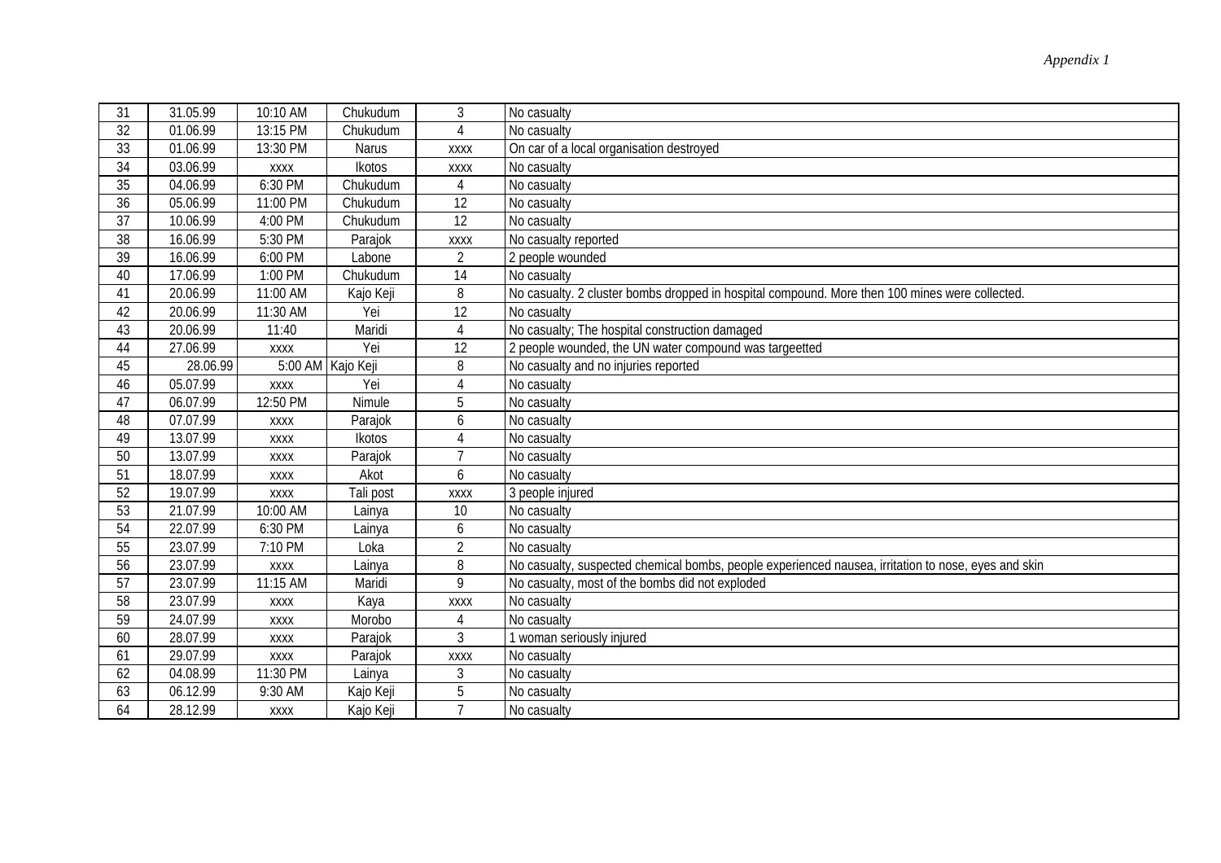| | | | | | |
|---|---|---|---|---|---|
| 31 | 31.05.99 | 10:10 AM | Chukudum | 3 | No casualty |
| 32 | 01.06.99 | 13:15 PM | Chukudum | 4 | No casualty |
| 33 | 01.06.99 | 13:30 PM | Narus | xxxx | On car of a local organisation destroyed |
| 34 | 03.06.99 | xxxx | Ikotos | xxxx | No casualty |
| 35 | 04.06.99 | 6:30 PM | Chukudum | 4 | No casualty |
| 36 | 05.06.99 | 11:00 PM | Chukudum | 12 | No casualty |
| 37 | 10.06.99 | 4:00 PM | Chukudum | 12 | No casualty |
| 38 | 16.06.99 | 5:30 PM | Parajok | xxxx | No casualty reported |
| 39 | 16.06.99 | 6:00 PM | Labone | 2 | 2 people wounded |
| 40 | 17.06.99 | 1:00 PM | Chukudum | 14 | No casualty |
| 41 | 20.06.99 | 11:00 AM | Kajo Keji | 8 | No casualty. 2 cluster bombs dropped in hospital compound. More then 100 mines were collected. |
| 42 | 20.06.99 | 11:30 AM | Yei | 12 | No casualty |
| 43 | 20.06.99 | 11:40 | Maridi | 4 | No casualty; The hospital construction damaged |
| 44 | 27.06.99 | xxxx | Yei | 12 | 2 people wounded, the UN water compound was targeetted |
| 45 | 28.06.99 | 5:00 AM | Kajo Keji | 8 | No casualty and no injuries reported |
| 46 | 05.07.99 | xxxx | Yei | 4 | No casualty |
| 47 | 06.07.99 | 12:50 PM | Nimule | 5 | No casualty |
| 48 | 07.07.99 | xxxx | Parajok | 6 | No casualty |
| 49 | 13.07.99 | xxxx | Ikotos | 4 | No casualty |
| 50 | 13.07.99 | xxxx | Parajok | 7 | No casualty |
| 51 | 18.07.99 | xxxx | Akot | 6 | No casualty |
| 52 | 19.07.99 | xxxx | Tali post | xxxx | 3 people injured |
| 53 | 21.07.99 | 10:00 AM | Lainya | 10 | No casualty |
| 54 | 22.07.99 | 6:30 PM | Lainya | 6 | No casualty |
| 55 | 23.07.99 | 7:10 PM | Loka | 2 | No casualty |
| 56 | 23.07.99 | xxxx | Lainya | 8 | No casualty, suspected chemical bombs, people experienced nausea, irritation to nose, eyes and skin |
| 57 | 23.07.99 | 11:15 AM | Maridi | 9 | No casualty, most of the bombs did not exploded |
| 58 | 23.07.99 | xxxx | Kaya | xxxx | No casualty |
| 59 | 24.07.99 | xxxx | Morobo | 4 | No casualty |
| 60 | 28.07.99 | xxxx | Parajok | 3 | 1 woman seriously injured |
| 61 | 29.07.99 | xxxx | Parajok | xxxx | No casualty |
| 62 | 04.08.99 | 11:30 PM | Lainya | 3 | No casualty |
| 63 | 06.12.99 | 9:30 AM | Kajo Keji | 5 | No casualty |
| 64 | 28.12.99 | xxxx | Kajo Keji | 7 | No casualty |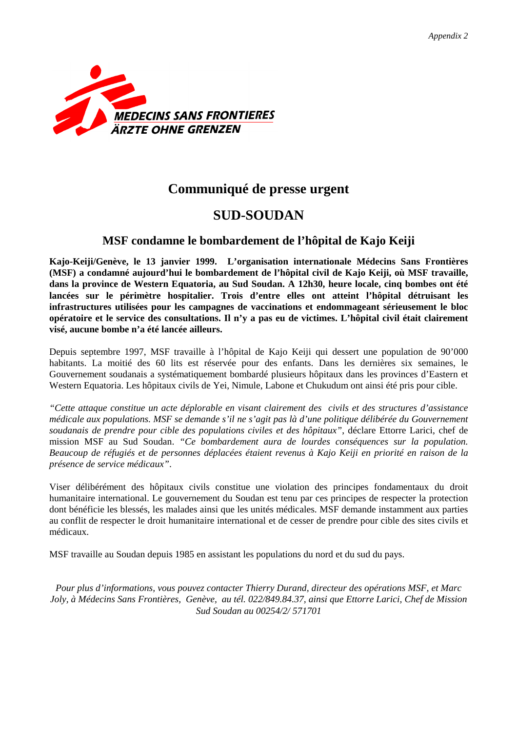Appendix 2

MEDECINS SANS FRONTIERES
ÄRZTE OHNE GRENZEN

# Communiqué de presse urgent

# SUD-SOUDAN

## MSF condamne le bombardement de l'hôpital de Kajo Keiji

**Kajo-Keiji/Genève, le 13 janvier 1999. L'organisation internationale Médecins Sans Frontières (MSF) a condamné aujourd'hui le bombardement de l'hôpital civil de Kajo Keiji, où MSF travaille, dans la province de Western Equatoria, au Sud Soudan. A 12h30, heure locale, cinq bombes ont été lancées sur le périmètre hospitalier. Trois d'entre elles ont atteint l'hôpital détruisant les infrastructures utilisées pour les campagnes de vaccinations et endommageant sérieusement le bloc opératoire et le service des consultations. Il n'y a pas eu de victimes. L'hôpital civil était clairement visé, aucune bombe n'a été lancée ailleurs.**

Depuis septembre 1997, MSF travaille à l'hôpital de Kajo Keiji qui dessert une population de 90'000 habitants. La moitié des 60 lits est réservée pour des enfants. Dans les dernières six semaines, le Gouvernement soudanais a systématiquement bombardé plusieurs hôpitaux dans les provinces d'Eastern et Western Equatoria. Les hôpitaux civils de Yei, Nimule, Labone et Chukudum ont ainsi été pris pour cible.

*"Cette attaque constitue un acte déplorable en visant clairement des civils et des structures d'assistance médicale aux populations. MSF se demande s'il ne s'agit pas là d'une politique délibérée du Gouvernement soudanais de prendre pour cible des populations civiles et des hôpitaux"*, déclare Ettorre Larici, chef de mission MSF au Sud Soudan. *"Ce bombardement aura de lourdes conséquences sur la population. Beaucoup de réfugiés et de personnes déplacées étaient revenus à Kajo Keiji en priorité en raison de la présence de service médicaux".*

Viser délibérément des hôpitaux civils constitue une violation des principes fondamentaux du droit humanitaire international. Le gouvernement du Soudan est tenu par ces principes de respecter la protection dont bénéficie les blessés, les malades ainsi que les unités médicales. MSF demande instamment aux parties au conflit de respecter le droit humanitaire international et de cesser de prendre pour cible des sites civils et médicaux.

MSF travaille au Soudan depuis 1985 en assistant les populations du nord et du sud du pays.

*Pour plus d'informations, vous pouvez contacter Thierry Durand, directeur des opérations MSF, et Marc Joly, à Médecins Sans Frontières, Genève, au tél. 022/849.84.37, ainsi que Ettorre Larici, Chef de Mission Sud Soudan au 00254/2/ 571701*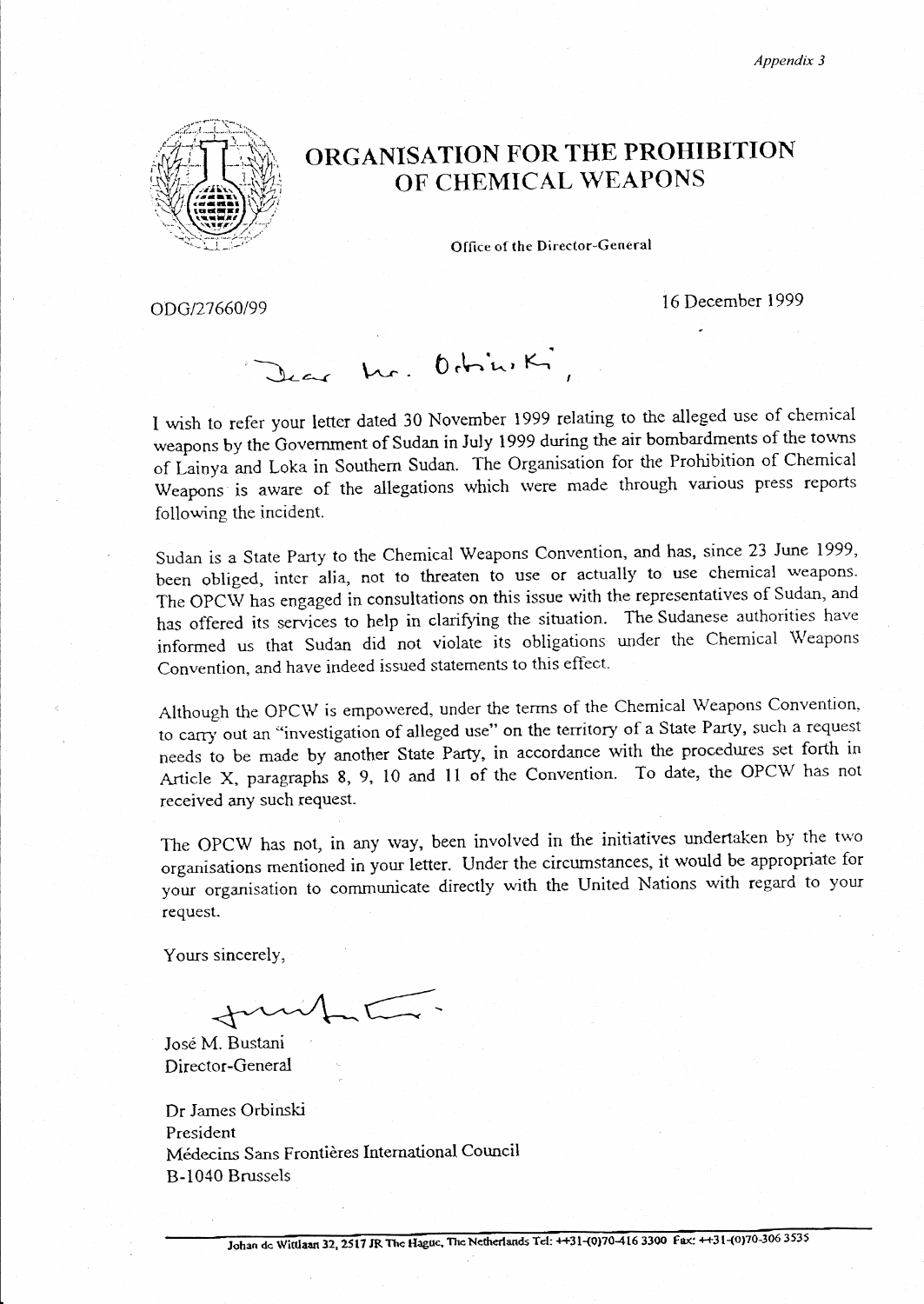*Appendix 3*

# ORGANISATION FOR THE PROHIBITION OF CHEMICAL WEAPONS

Office of the Director-General

ODG/27660/99

16 December 1999

Dear Mr. Orbinski,

I wish to refer your letter dated 30 November 1999 relating to the alleged use of chemical weapons by the Government of Sudan in July 1999 during the air bombardments of the towns of Lainya and Loka in Southern Sudan. The Organisation for the Prohibition of Chemical Weapons is aware of the allegations which were made through various press reports following the incident.

Sudan is a State Party to the Chemical Weapons Convention, and has, since 23 June 1999, been obliged, inter alia, not to threaten to use or actually to use chemical weapons. The OPCW has engaged in consultations on this issue with the representatives of Sudan, and has offered its services to help in clarifying the situation. The Sudanese authorities have informed us that Sudan did not violate its obligations under the Chemical Weapons Convention, and have indeed issued statements to this effect.

Although the OPCW is empowered, under the terms of the Chemical Weapons Convention, to carry out an "investigation of alleged use" on the territory of a State Party, such a request needs to be made by another State Party, in accordance with the procedures set forth in Article X, paragraphs 8, 9, 10 and 11 of the Convention. To date, the OPCW has not received any such request.

The OPCW has not, in any way, been involved in the initiatives undertaken by the two organisations mentioned in your letter. Under the circumstances, it would be appropriate for your organisation to communicate directly with the United Nations with regard to your request.

Yours sincerely,

José M. Bustani
Director-General

Dr James Orbinski
President
Médecins Sans Frontières International Council
B-1040 Brussels

Johan de Wittlaan 32, 2517 JR The Hague, The Netherlands Tel: ++31-(0)70-416 3300 Fax: ++31-(0)70-306 3535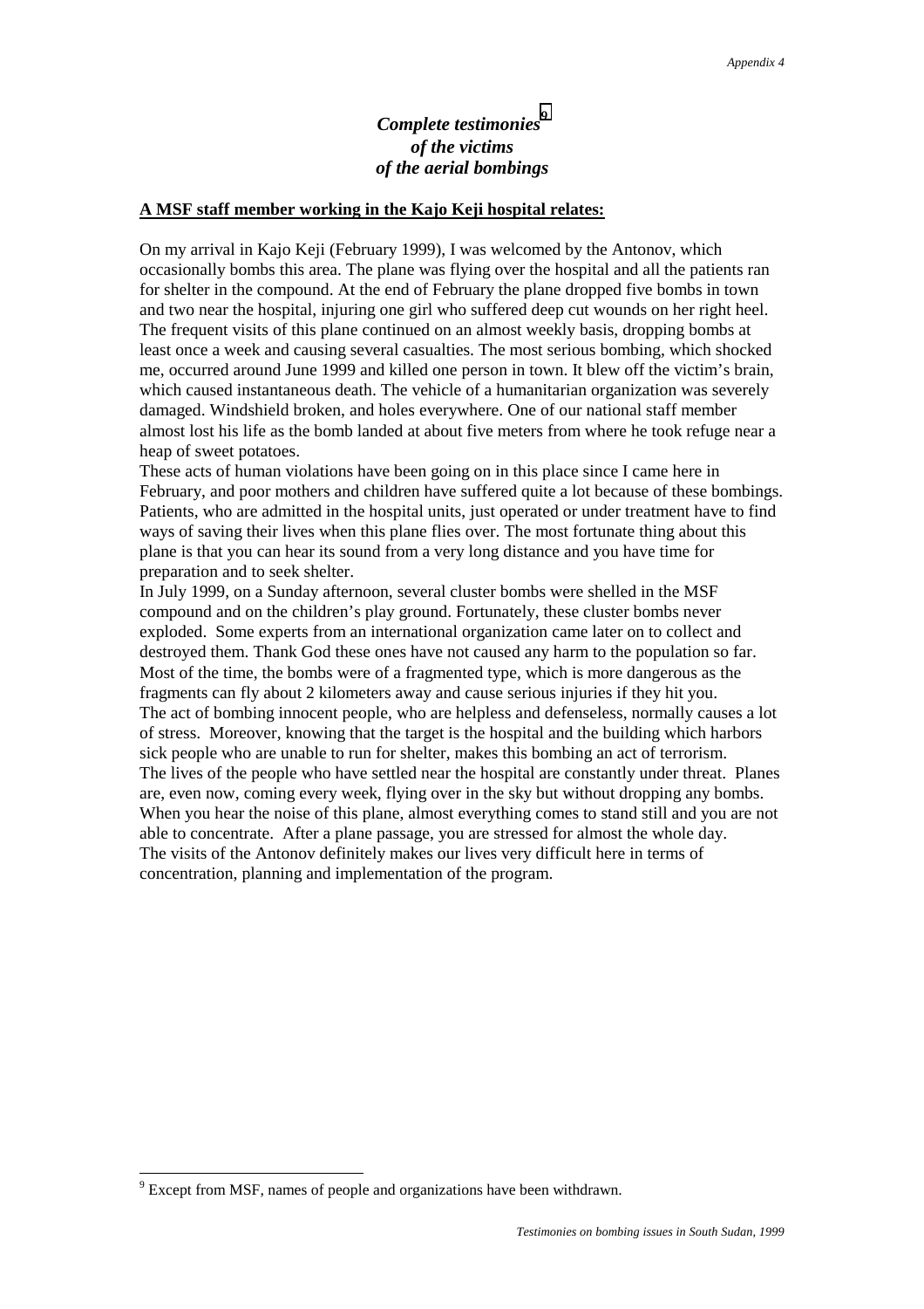*Complete testimonies*[9] *of the victims of the aerial bombings*

**A MSF staff member working in the Kajo Keji hospital relates:**

On my arrival in Kajo Keji (February 1999), I was welcomed by the Antonov, which occasionally bombs this area. The plane was flying over the hospital and all the patients ran for shelter in the compound. At the end of February the plane dropped five bombs in town and two near the hospital, injuring one girl who suffered deep cut wounds on her right heel. The frequent visits of this plane continued on an almost weekly basis, dropping bombs at least once a week and causing several casualties. The most serious bombing, which shocked me, occurred around June 1999 and killed one person in town. It blew off the victim's brain, which caused instantaneous death. The vehicle of a humanitarian organization was severely damaged. Windshield broken, and holes everywhere. One of our national staff member almost lost his life as the bomb landed at about five meters from where he took refuge near a heap of sweet potatoes.

These acts of human violations have been going on in this place since I came here in February, and poor mothers and children have suffered quite a lot because of these bombings. Patients, who are admitted in the hospital units, just operated or under treatment have to find ways of saving their lives when this plane flies over. The most fortunate thing about this plane is that you can hear its sound from a very long distance and you have time for preparation and to seek shelter.

In July 1999, on a Sunday afternoon, several cluster bombs were shelled in the MSF compound and on the children's play ground. Fortunately, these cluster bombs never exploded. Some experts from an international organization came later on to collect and destroyed them. Thank God these ones have not caused any harm to the population so far. Most of the time, the bombs were of a fragmented type, which is more dangerous as the fragments can fly about 2 kilometers away and cause serious injuries if they hit you.

The act of bombing innocent people, who are helpless and defenseless, normally causes a lot of stress. Moreover, knowing that the target is the hospital and the building which harbors sick people who are unable to run for shelter, makes this bombing an act of terrorism.

The lives of the people who have settled near the hospital are constantly under threat. Planes are, even now, coming every week, flying over in the sky but without dropping any bombs. When you hear the noise of this plane, almost everything comes to stand still and you are not able to concentrate. After a plane passage, you are stressed for almost the whole day.

The visits of the Antonov definitely makes our lives very difficult here in terms of concentration, planning and implementation of the program.

[9] Except from MSF, names of people and organizations have been withdrawn.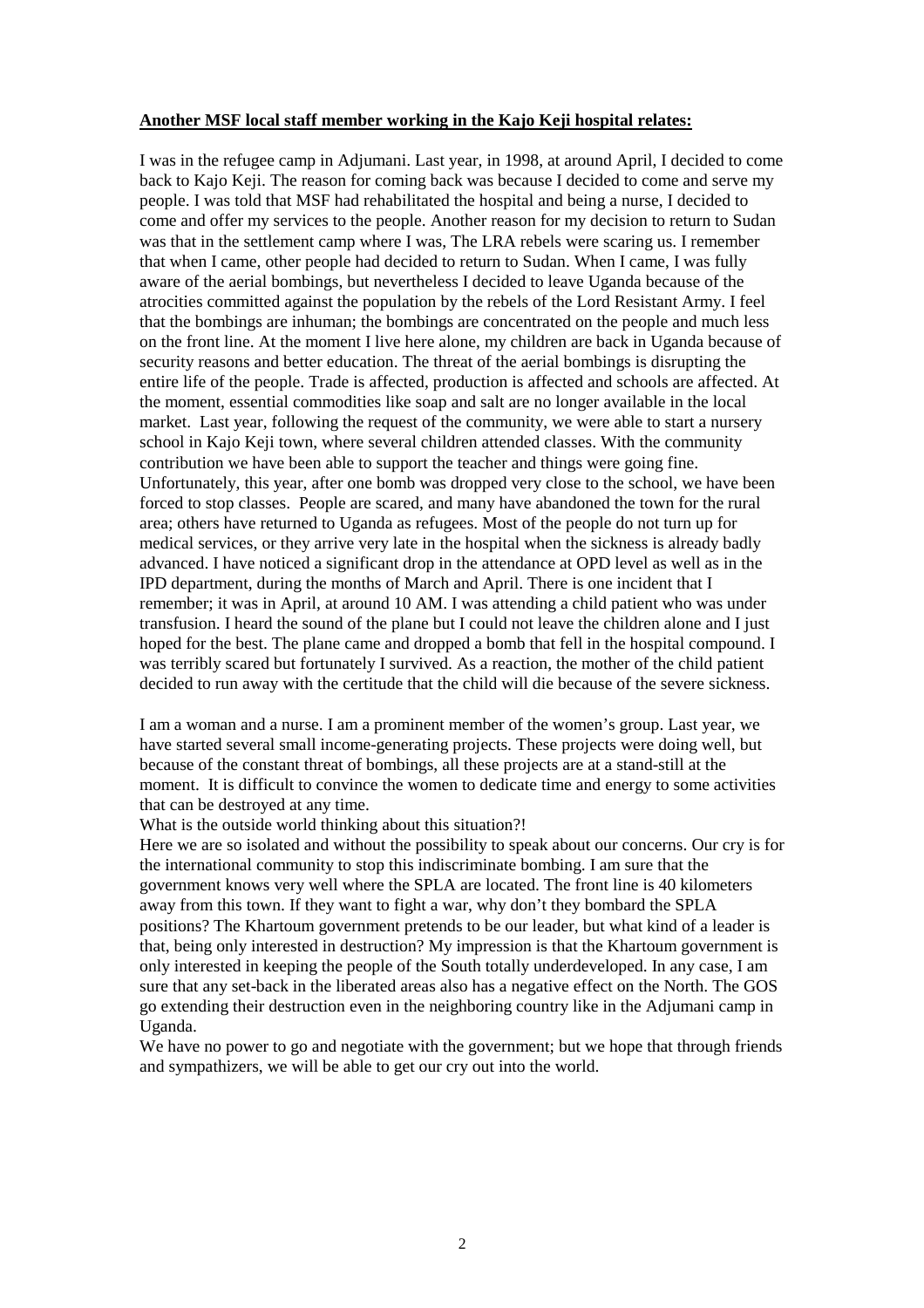**Another MSF local staff member working in the Kajo Keji hospital relates:**

I was in the refugee camp in Adjumani. Last year, in 1998, at around April, I decided to come back to Kajo Keji. The reason for coming back was because I decided to come and serve my people. I was told that MSF had rehabilitated the hospital and being a nurse, I decided to come and offer my services to the people. Another reason for my decision to return to Sudan was that in the settlement camp where I was, The LRA rebels were scaring us. I remember that when I came, other people had decided to return to Sudan. When I came, I was fully aware of the aerial bombings, but nevertheless I decided to leave Uganda because of the atrocities committed against the population by the rebels of the Lord Resistant Army. I feel that the bombings are inhuman; the bombings are concentrated on the people and much less on the front line. At the moment I live here alone, my children are back in Uganda because of security reasons and better education. The threat of the aerial bombings is disrupting the entire life of the people. Trade is affected, production is affected and schools are affected. At the moment, essential commodities like soap and salt are no longer available in the local market. Last year, following the request of the community, we were able to start a nursery school in Kajo Keji town, where several children attended classes. With the community contribution we have been able to support the teacher and things were going fine. Unfortunately, this year, after one bomb was dropped very close to the school, we have been forced to stop classes. People are scared, and many have abandoned the town for the rural area; others have returned to Uganda as refugees. Most of the people do not turn up for medical services, or they arrive very late in the hospital when the sickness is already badly advanced. I have noticed a significant drop in the attendance at OPD level as well as in the IPD department, during the months of March and April. There is one incident that I remember; it was in April, at around 10 AM. I was attending a child patient who was under transfusion. I heard the sound of the plane but I could not leave the children alone and I just hoped for the best. The plane came and dropped a bomb that fell in the hospital compound. I was terribly scared but fortunately I survived. As a reaction, the mother of the child patient decided to run away with the certitude that the child will die because of the severe sickness.

I am a woman and a nurse. I am a prominent member of the women's group. Last year, we have started several small income-generating projects. These projects were doing well, but because of the constant threat of bombings, all these projects are at a stand-still at the moment. It is difficult to convince the women to dedicate time and energy to some activities that can be destroyed at any time.

What is the outside world thinking about this situation?!

Here we are so isolated and without the possibility to speak about our concerns. Our cry is for the international community to stop this indiscriminate bombing. I am sure that the government knows very well where the SPLA are located. The front line is 40 kilometers away from this town. If they want to fight a war, why don't they bombard the SPLA positions? The Khartoum government pretends to be our leader, but what kind of a leader is that, being only interested in destruction? My impression is that the Khartoum government is only interested in keeping the people of the South totally underdeveloped. In any case, I am sure that any set-back in the liberated areas also has a negative effect on the North. The GOS go extending their destruction even in the neighboring country like in the Adjumani camp in Uganda.

We have no power to go and negotiate with the government; but we hope that through friends and sympathizers, we will be able to get our cry out into the world.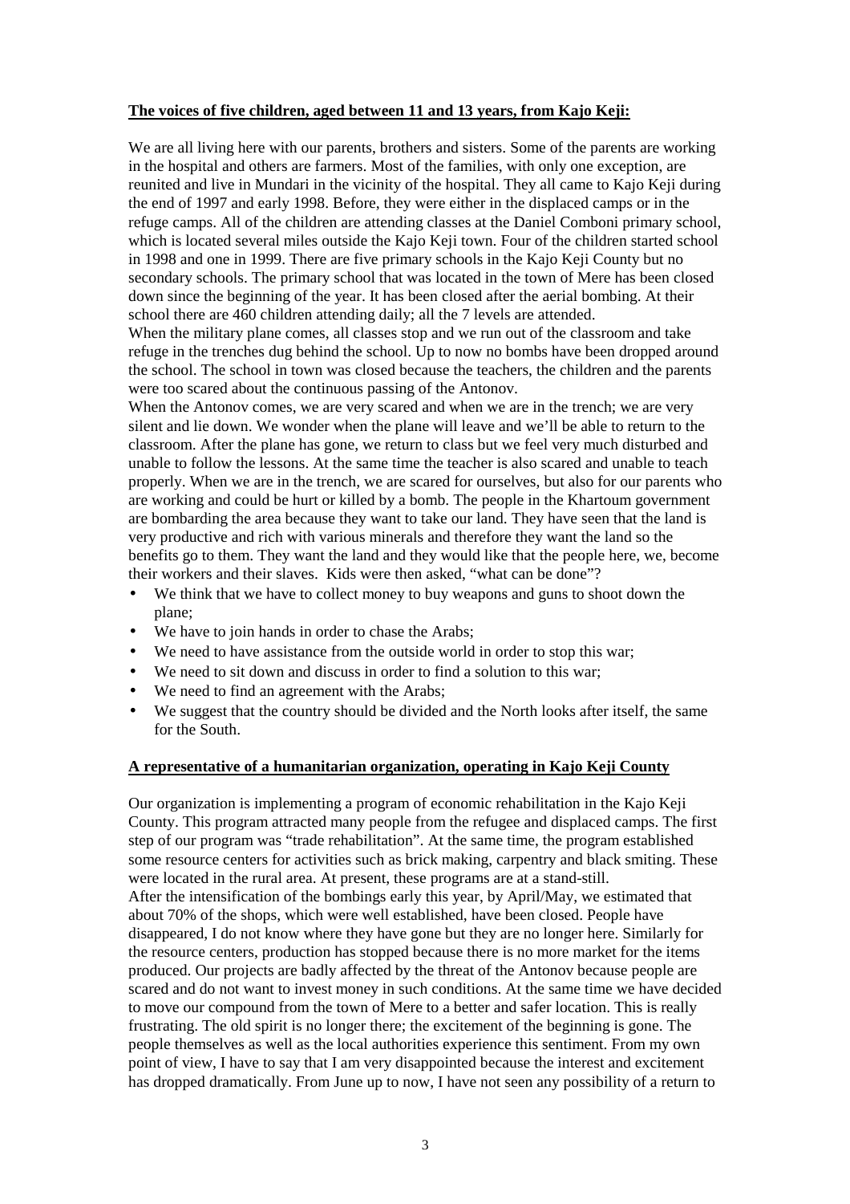**The voices of five children, aged between 11 and 13 years, from Kajo Keji:**

We are all living here with our parents, brothers and sisters. Some of the parents are working in the hospital and others are farmers. Most of the families, with only one exception, are reunited and live in Mundari in the vicinity of the hospital. They all came to Kajo Keji during the end of 1997 and early 1998. Before, they were either in the displaced camps or in the refuge camps. All of the children are attending classes at the Daniel Comboni primary school, which is located several miles outside the Kajo Keji town. Four of the children started school in 1998 and one in 1999. There are five primary schools in the Kajo Keji County but no secondary schools. The primary school that was located in the town of Mere has been closed down since the beginning of the year. It has been closed after the aerial bombing. At their school there are 460 children attending daily; all the 7 levels are attended.
When the military plane comes, all classes stop and we run out of the classroom and take refuge in the trenches dug behind the school. Up to now no bombs have been dropped around the school. The school in town was closed because the teachers, the children and the parents were too scared about the continuous passing of the Antonov.
When the Antonov comes, we are very scared and when we are in the trench; we are very silent and lie down. We wonder when the plane will leave and we'll be able to return to the classroom. After the plane has gone, we return to class but we feel very much disturbed and unable to follow the lessons. At the same time the teacher is also scared and unable to teach properly. When we are in the trench, we are scared for ourselves, but also for our parents who are working and could be hurt or killed by a bomb. The people in the Khartoum government are bombarding the area because they want to take our land. They have seen that the land is very productive and rich with various minerals and therefore they want the land so the benefits go to them. They want the land and they would like that the people here, we, become their workers and their slaves. Kids were then asked, "what can be done"?

- We think that we have to collect money to buy weapons and guns to shoot down the plane;
- We have to join hands in order to chase the Arabs;
- We need to have assistance from the outside world in order to stop this war;
- We need to sit down and discuss in order to find a solution to this war;
- We need to find an agreement with the Arabs;
- We suggest that the country should be divided and the North looks after itself, the same for the South.

**A representative of a humanitarian organization, operating in Kajo Keji County**

Our organization is implementing a program of economic rehabilitation in the Kajo Keji County. This program attracted many people from the refugee and displaced camps. The first step of our program was "trade rehabilitation". At the same time, the program established some resource centers for activities such as brick making, carpentry and black smiting. These were located in the rural area. At present, these programs are at a stand-still.
After the intensification of the bombings early this year, by April/May, we estimated that about 70% of the shops, which were well established, have been closed. People have disappeared, I do not know where they have gone but they are no longer here. Similarly for the resource centers, production has stopped because there is no more market for the items produced. Our projects are badly affected by the threat of the Antonov because people are scared and do not want to invest money in such conditions. At the same time we have decided to move our compound from the town of Mere to a better and safer location. This is really frustrating. The old spirit is no longer there; the excitement of the beginning is gone. The people themselves as well as the local authorities experience this sentiment. From my own point of view, I have to say that I am very disappointed because the interest and excitement has dropped dramatically. From June up to now, I have not seen any possibility of a return to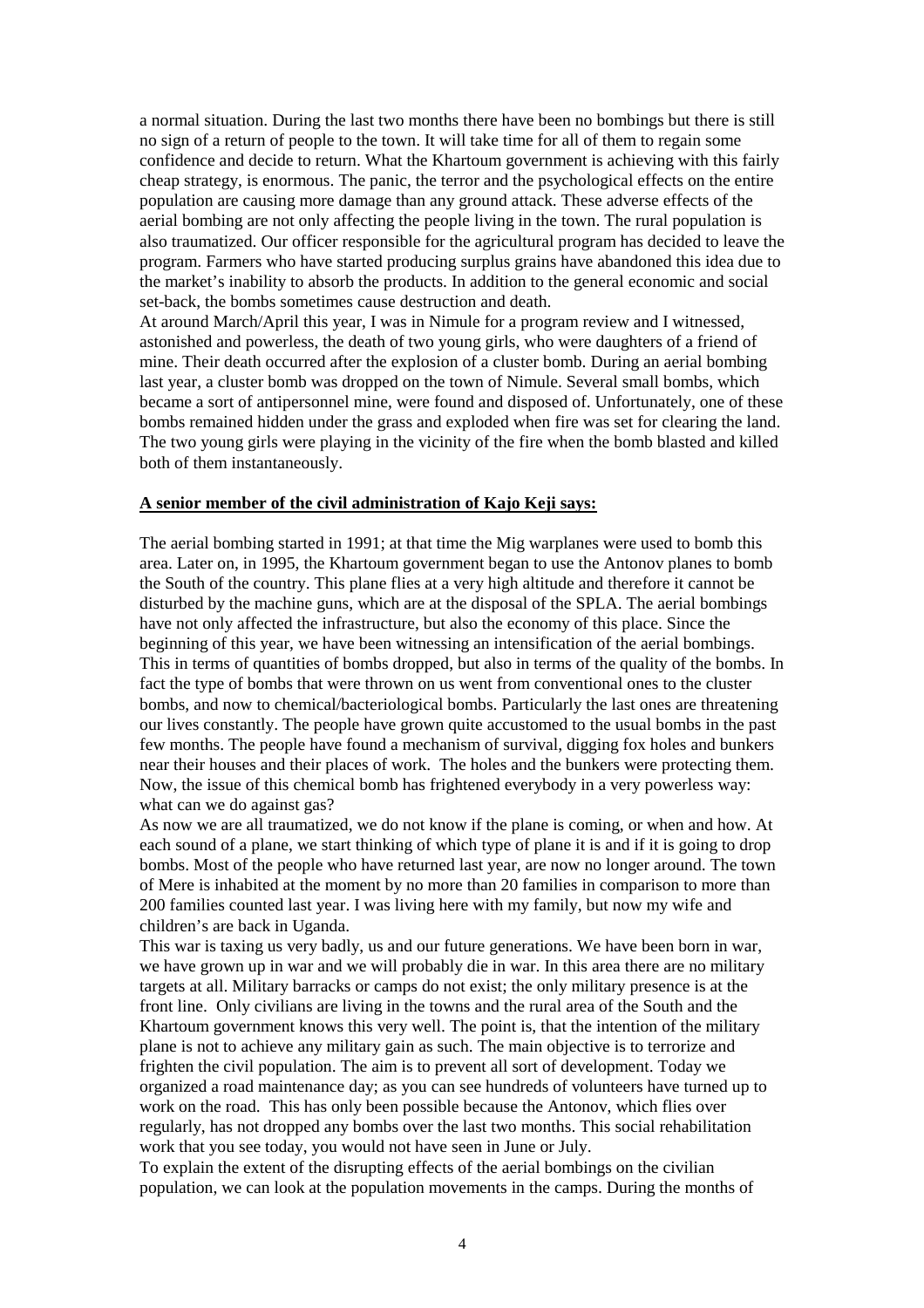a normal situation. During the last two months there have been no bombings but there is still no sign of a return of people to the town. It will take time for all of them to regain some confidence and decide to return. What the Khartoum government is achieving with this fairly cheap strategy, is enormous. The panic, the terror and the psychological effects on the entire population are causing more damage than any ground attack. These adverse effects of the aerial bombing are not only affecting the people living in the town. The rural population is also traumatized. Our officer responsible for the agricultural program has decided to leave the program. Farmers who have started producing surplus grains have abandoned this idea due to the market's inability to absorb the products. In addition to the general economic and social set-back, the bombs sometimes cause destruction and death.

At around March/April this year, I was in Nimule for a program review and I witnessed, astonished and powerless, the death of two young girls, who were daughters of a friend of mine. Their death occurred after the explosion of a cluster bomb. During an aerial bombing last year, a cluster bomb was dropped on the town of Nimule. Several small bombs, which became a sort of antipersonnel mine, were found and disposed of. Unfortunately, one of these bombs remained hidden under the grass and exploded when fire was set for clearing the land. The two young girls were playing in the vicinity of the fire when the bomb blasted and killed both of them instantaneously.

**A senior member of the civil administration of Kajo Keji says:**

The aerial bombing started in 1991; at that time the Mig warplanes were used to bomb this area. Later on, in 1995, the Khartoum government began to use the Antonov planes to bomb the South of the country. This plane flies at a very high altitude and therefore it cannot be disturbed by the machine guns, which are at the disposal of the SPLA. The aerial bombings have not only affected the infrastructure, but also the economy of this place. Since the beginning of this year, we have been witnessing an intensification of the aerial bombings. This in terms of quantities of bombs dropped, but also in terms of the quality of the bombs. In fact the type of bombs that were thrown on us went from conventional ones to the cluster bombs, and now to chemical/bacteriological bombs. Particularly the last ones are threatening our lives constantly. The people have grown quite accustomed to the usual bombs in the past few months. The people have found a mechanism of survival, digging fox holes and bunkers near their houses and their places of work. The holes and the bunkers were protecting them. Now, the issue of this chemical bomb has frightened everybody in a very powerless way: what can we do against gas?

As now we are all traumatized, we do not know if the plane is coming, or when and how. At each sound of a plane, we start thinking of which type of plane it is and if it is going to drop bombs. Most of the people who have returned last year, are now no longer around. The town of Mere is inhabited at the moment by no more than 20 families in comparison to more than 200 families counted last year. I was living here with my family, but now my wife and children's are back in Uganda.

This war is taxing us very badly, us and our future generations. We have been born in war, we have grown up in war and we will probably die in war. In this area there are no military targets at all. Military barracks or camps do not exist; the only military presence is at the front line. Only civilians are living in the towns and the rural area of the South and the Khartoum government knows this very well. The point is, that the intention of the military plane is not to achieve any military gain as such. The main objective is to terrorize and frighten the civil population. The aim is to prevent all sort of development. Today we organized a road maintenance day; as you can see hundreds of volunteers have turned up to work on the road. This has only been possible because the Antonov, which flies over regularly, has not dropped any bombs over the last two months. This social rehabilitation work that you see today, you would not have seen in June or July.

To explain the extent of the disrupting effects of the aerial bombings on the civilian population, we can look at the population movements in the camps. During the months of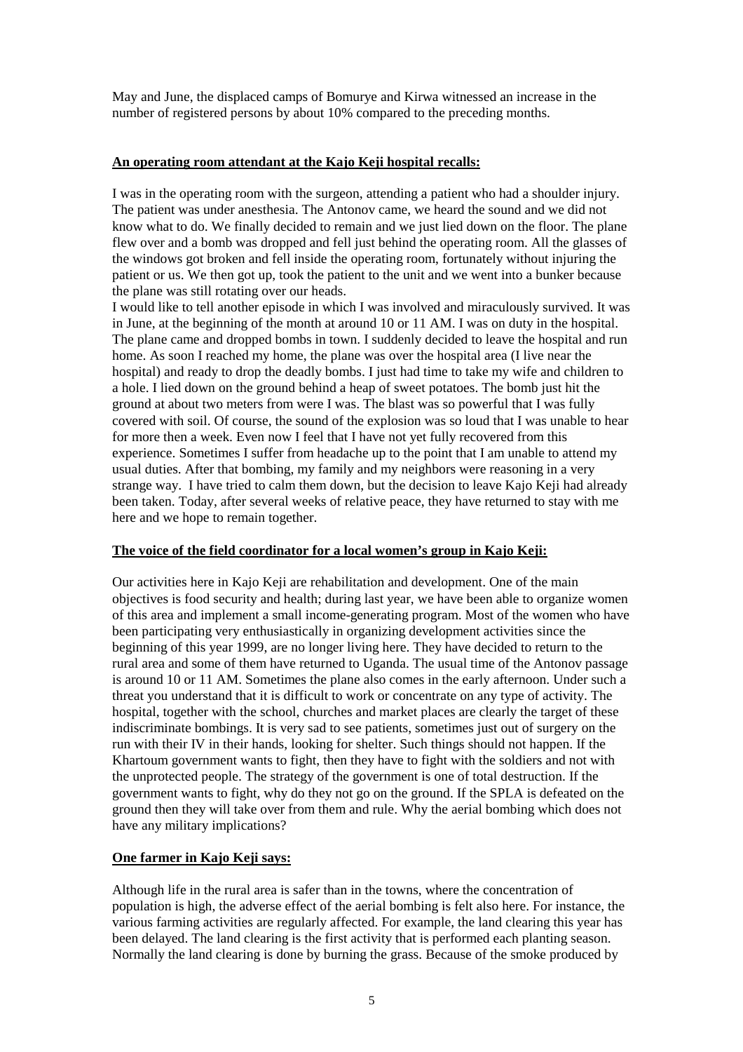May and June, the displaced camps of Bomurye and Kirwa witnessed an increase in the number of registered persons by about 10% compared to the preceding months.

**An operating room attendant at the Kajo Keji hospital recalls:**

I was in the operating room with the surgeon, attending a patient who had a shoulder injury. The patient was under anesthesia. The Antonov came, we heard the sound and we did not know what to do. We finally decided to remain and we just lied down on the floor. The plane flew over and a bomb was dropped and fell just behind the operating room. All the glasses of the windows got broken and fell inside the operating room, fortunately without injuring the patient or us. We then got up, took the patient to the unit and we went into a bunker because the plane was still rotating over our heads.
I would like to tell another episode in which I was involved and miraculously survived. It was in June, at the beginning of the month at around 10 or 11 AM. I was on duty in the hospital. The plane came and dropped bombs in town. I suddenly decided to leave the hospital and run home. As soon I reached my home, the plane was over the hospital area (I live near the hospital) and ready to drop the deadly bombs. I just had time to take my wife and children to a hole. I lied down on the ground behind a heap of sweet potatoes. The bomb just hit the ground at about two meters from were I was. The blast was so powerful that I was fully covered with soil. Of course, the sound of the explosion was so loud that I was unable to hear for more then a week. Even now I feel that I have not yet fully recovered from this experience. Sometimes I suffer from headache up to the point that I am unable to attend my usual duties. After that bombing, my family and my neighbors were reasoning in a very strange way. I have tried to calm them down, but the decision to leave Kajo Keji had already been taken. Today, after several weeks of relative peace, they have returned to stay with me here and we hope to remain together.

**The voice of the field coordinator for a local women's group in Kajo Keji:**

Our activities here in Kajo Keji are rehabilitation and development. One of the main objectives is food security and health; during last year, we have been able to organize women of this area and implement a small income-generating program. Most of the women who have been participating very enthusiastically in organizing development activities since the beginning of this year 1999, are no longer living here. They have decided to return to the rural area and some of them have returned to Uganda. The usual time of the Antonov passage is around 10 or 11 AM. Sometimes the plane also comes in the early afternoon. Under such a threat you understand that it is difficult to work or concentrate on any type of activity. The hospital, together with the school, churches and market places are clearly the target of these indiscriminate bombings. It is very sad to see patients, sometimes just out of surgery on the run with their IV in their hands, looking for shelter. Such things should not happen. If the Khartoum government wants to fight, then they have to fight with the soldiers and not with the unprotected people. The strategy of the government is one of total destruction. If the government wants to fight, why do they not go on the ground. If the SPLA is defeated on the ground then they will take over from them and rule. Why the aerial bombing which does not have any military implications?

**One farmer in Kajo Keji says:**

Although life in the rural area is safer than in the towns, where the concentration of population is high, the adverse effect of the aerial bombing is felt also here. For instance, the various farming activities are regularly affected. For example, the land clearing this year has been delayed. The land clearing is the first activity that is performed each planting season. Normally the land clearing is done by burning the grass. Because of the smoke produced by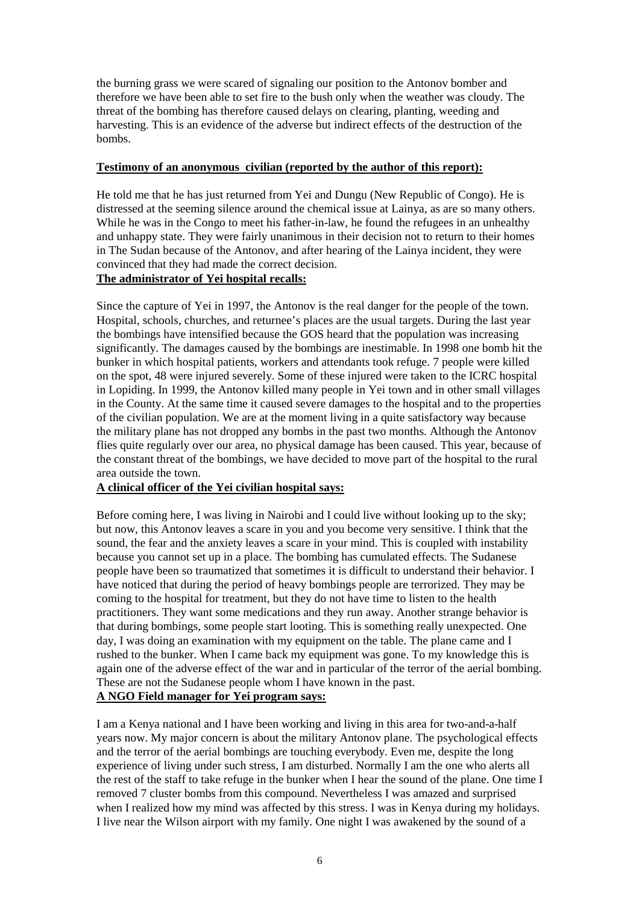the burning grass we were scared of signaling our position to the Antonov bomber and therefore we have been able to set fire to the bush only when the weather was cloudy. The threat of the bombing has therefore caused delays on clearing, planting, weeding and harvesting. This is an evidence of the adverse but indirect effects of the destruction of the bombs.

**Testimony of an anonymous civilian (reported by the author of this report):**

He told me that he has just returned from Yei and Dungu (New Republic of Congo). He is distressed at the seeming silence around the chemical issue at Lainya, as are so many others. While he was in the Congo to meet his father-in-law, he found the refugees in an unhealthy and unhappy state. They were fairly unanimous in their decision not to return to their homes in The Sudan because of the Antonov, and after hearing of the Lainya incident, they were convinced that they had made the correct decision.

**The administrator of Yei hospital recalls:**

Since the capture of Yei in 1997, the Antonov is the real danger for the people of the town. Hospital, schools, churches, and returnee's places are the usual targets. During the last year the bombings have intensified because the GOS heard that the population was increasing significantly. The damages caused by the bombings are inestimable. In 1998 one bomb hit the bunker in which hospital patients, workers and attendants took refuge. 7 people were killed on the spot, 48 were injured severely. Some of these injured were taken to the ICRC hospital in Lopiding. In 1999, the Antonov killed many people in Yei town and in other small villages in the County. At the same time it caused severe damages to the hospital and to the properties of the civilian population. We are at the moment living in a quite satisfactory way because the military plane has not dropped any bombs in the past two months. Although the Antonov flies quite regularly over our area, no physical damage has been caused. This year, because of the constant threat of the bombings, we have decided to move part of the hospital to the rural area outside the town.

**A clinical officer of the Yei civilian hospital says:**

Before coming here, I was living in Nairobi and I could live without looking up to the sky; but now, this Antonov leaves a scare in you and you become very sensitive. I think that the sound, the fear and the anxiety leaves a scare in your mind. This is coupled with instability because you cannot set up in a place. The bombing has cumulated effects. The Sudanese people have been so traumatized that sometimes it is difficult to understand their behavior. I have noticed that during the period of heavy bombings people are terrorized. They may be coming to the hospital for treatment, but they do not have time to listen to the health practitioners. They want some medications and they run away. Another strange behavior is that during bombings, some people start looting. This is something really unexpected. One day, I was doing an examination with my equipment on the table. The plane came and I rushed to the bunker. When I came back my equipment was gone. To my knowledge this is again one of the adverse effect of the war and in particular of the terror of the aerial bombing. These are not the Sudanese people whom I have known in the past.

**A NGO Field manager for Yei program says:**

I am a Kenya national and I have been working and living in this area for two-and-a-half years now. My major concern is about the military Antonov plane. The psychological effects and the terror of the aerial bombings are touching everybody. Even me, despite the long experience of living under such stress, I am disturbed. Normally I am the one who alerts all the rest of the staff to take refuge in the bunker when I hear the sound of the plane. One time I removed 7 cluster bombs from this compound. Nevertheless I was amazed and surprised when I realized how my mind was affected by this stress. I was in Kenya during my holidays. I live near the Wilson airport with my family. One night I was awakened by the sound of a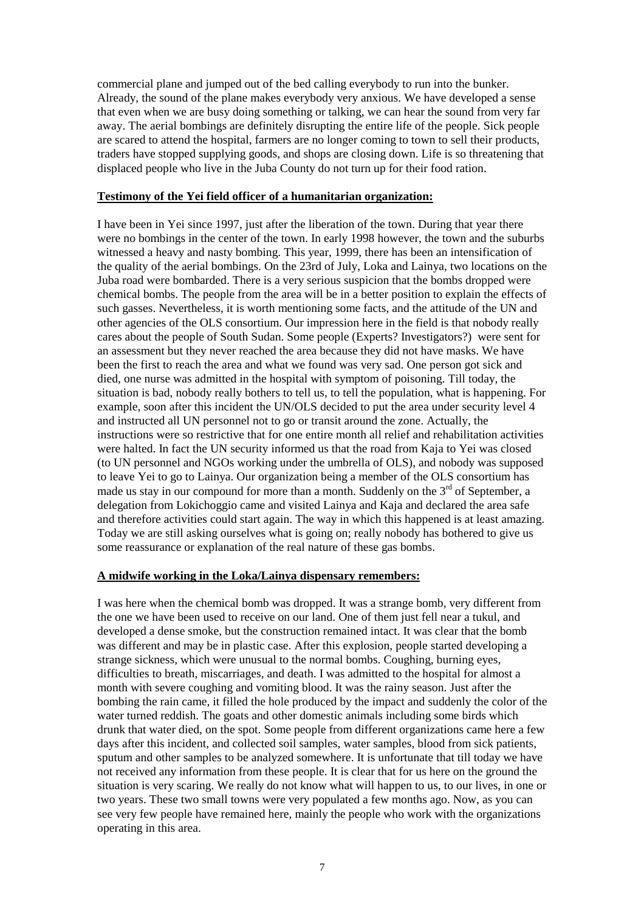commercial plane and jumped out of the bed calling everybody to run into the bunker. Already, the sound of the plane makes everybody very anxious. We have developed a sense that even when we are busy doing something or talking, we can hear the sound from very far away. The aerial bombings are definitely disrupting the entire life of the people. Sick people are scared to attend the hospital, farmers are no longer coming to town to sell their products, traders have stopped supplying goods, and shops are closing down. Life is so threatening that displaced people who live in the Juba County do not turn up for their food ration.

**Testimony of the Yei field officer of a humanitarian organization:**

I have been in Yei since 1997, just after the liberation of the town. During that year there were no bombings in the center of the town. In early 1998 however, the town and the suburbs witnessed a heavy and nasty bombing. This year, 1999, there has been an intensification of the quality of the aerial bombings. On the 23rd of July, Loka and Lainya, two locations on the Juba road were bombarded. There is a very serious suspicion that the bombs dropped were chemical bombs. The people from the area will be in a better position to explain the effects of such gasses. Nevertheless, it is worth mentioning some facts, and the attitude of the UN and other agencies of the OLS consortium. Our impression here in the field is that nobody really cares about the people of South Sudan. Some people (Experts? Investigators?) were sent for an assessment but they never reached the area because they did not have masks. We have been the first to reach the area and what we found was very sad. One person got sick and died, one nurse was admitted in the hospital with symptom of poisoning. Till today, the situation is bad, nobody really bothers to tell us, to tell the population, what is happening. For example, soon after this incident the UN/OLS decided to put the area under security level 4 and instructed all UN personnel not to go or transit around the zone. Actually, the instructions were so restrictive that for one entire month all relief and rehabilitation activities were halted. In fact the UN security informed us that the road from Kaja to Yei was closed (to UN personnel and NGOs working under the umbrella of OLS), and nobody was supposed to leave Yei to go to Lainya. Our organization being a member of the OLS consortium has made us stay in our compound for more than a month. Suddenly on the 3rd of September, a delegation from Lokichoggio came and visited Lainya and Kaja and declared the area safe and therefore activities could start again. The way in which this happened is at least amazing. Today we are still asking ourselves what is going on; really nobody has bothered to give us some reassurance or explanation of the real nature of these gas bombs.

**A midwife working in the Loka/Lainya dispensary remembers:**

I was here when the chemical bomb was dropped. It was a strange bomb, very different from the one we have been used to receive on our land. One of them just fell near a tukul, and developed a dense smoke, but the construction remained intact. It was clear that the bomb was different and may be in plastic case. After this explosion, people started developing a strange sickness, which were unusual to the normal bombs. Coughing, burning eyes, difficulties to breath, miscarriages, and death. I was admitted to the hospital for almost a month with severe coughing and vomiting blood. It was the rainy season. Just after the bombing the rain came, it filled the hole produced by the impact and suddenly the color of the water turned reddish. The goats and other domestic animals including some birds which drunk that water died, on the spot. Some people from different organizations came here a few days after this incident, and collected soil samples, water samples, blood from sick patients, sputum and other samples to be analyzed somewhere. It is unfortunate that till today we have not received any information from these people. It is clear that for us here on the ground the situation is very scaring. We really do not know what will happen to us, to our lives, in one or two years. These two small towns were very populated a few months ago. Now, as you can see very few people have remained here, mainly the people who work with the organizations operating in this area.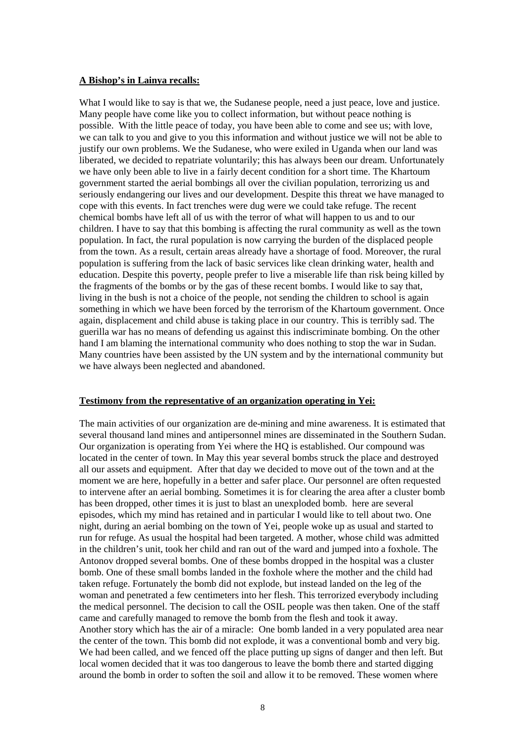**A Bishop's in Lainya recalls:**

What I would like to say is that we, the Sudanese people, need a just peace, love and justice. Many people have come like you to collect information, but without peace nothing is possible. With the little peace of today, you have been able to come and see us; with love, we can talk to you and give to you this information and without justice we will not be able to justify our own problems. We the Sudanese, who were exiled in Uganda when our land was liberated, we decided to repatriate voluntarily; this has always been our dream. Unfortunately we have only been able to live in a fairly decent condition for a short time. The Khartoum government started the aerial bombings all over the civilian population, terrorizing us and seriously endangering our lives and our development. Despite this threat we have managed to cope with this events. In fact trenches were dug were we could take refuge. The recent chemical bombs have left all of us with the terror of what will happen to us and to our children. I have to say that this bombing is affecting the rural community as well as the town population. In fact, the rural population is now carrying the burden of the displaced people from the town. As a result, certain areas already have a shortage of food. Moreover, the rural population is suffering from the lack of basic services like clean drinking water, health and education. Despite this poverty, people prefer to live a miserable life than risk being killed by the fragments of the bombs or by the gas of these recent bombs. I would like to say that, living in the bush is not a choice of the people, not sending the children to school is again something in which we have been forced by the terrorism of the Khartoum government. Once again, displacement and child abuse is taking place in our country. This is terribly sad. The guerilla war has no means of defending us against this indiscriminate bombing. On the other hand I am blaming the international community who does nothing to stop the war in Sudan. Many countries have been assisted by the UN system and by the international community but we have always been neglected and abandoned.

**Testimony from the representative of an organization operating in Yei:**

The main activities of our organization are de-mining and mine awareness. It is estimated that several thousand land mines and antipersonnel mines are disseminated in the Southern Sudan. Our organization is operating from Yei where the HQ is established. Our compound was located in the center of town. In May this year several bombs struck the place and destroyed all our assets and equipment. After that day we decided to move out of the town and at the moment we are here, hopefully in a better and safer place. Our personnel are often requested to intervene after an aerial bombing. Sometimes it is for clearing the area after a cluster bomb has been dropped, other times it is just to blast an unexploded bomb. here are several episodes, which my mind has retained and in particular I would like to tell about two. One night, during an aerial bombing on the town of Yei, people woke up as usual and started to run for refuge. As usual the hospital had been targeted. A mother, whose child was admitted in the children's unit, took her child and ran out of the ward and jumped into a foxhole. The Antonov dropped several bombs. One of these bombs dropped in the hospital was a cluster bomb. One of these small bombs landed in the foxhole where the mother and the child had taken refuge. Fortunately the bomb did not explode, but instead landed on the leg of the woman and penetrated a few centimeters into her flesh. This terrorized everybody including the medical personnel. The decision to call the OSIL people was then taken. One of the staff came and carefully managed to remove the bomb from the flesh and took it away.
Another story which has the air of a miracle: One bomb landed in a very populated area near the center of the town. This bomb did not explode, it was a conventional bomb and very big. We had been called, and we fenced off the place putting up signs of danger and then left. But local women decided that it was too dangerous to leave the bomb there and started digging around the bomb in order to soften the soil and allow it to be removed. These women where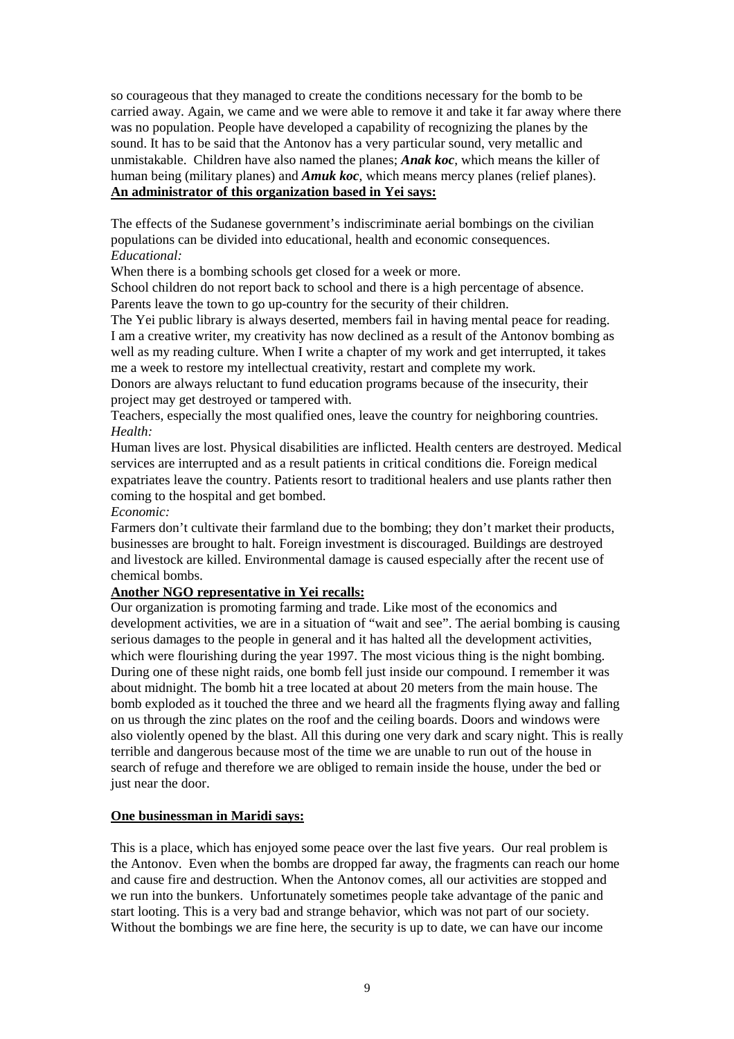so courageous that they managed to create the conditions necessary for the bomb to be carried away. Again, we came and we were able to remove it and take it far away where there was no population. People have developed a capability of recognizing the planes by the sound. It has to be said that the Antonov has a very particular sound, very metallic and unmistakable. Children have also named the planes; ***Anak koc***, which means the killer of human being (military planes) and ***Amuk koc***, which means mercy planes (relief planes).

**An administrator of this organization based in Yei says:**

The effects of the Sudanese government's indiscriminate aerial bombings on the civilian populations can be divided into educational, health and economic consequences.

*Educational:*

When there is a bombing schools get closed for a week or more.

School children do not report back to school and there is a high percentage of absence.

Parents leave the town to go up-country for the security of their children.

The Yei public library is always deserted, members fail in having mental peace for reading.

I am a creative writer, my creativity has now declined as a result of the Antonov bombing as well as my reading culture. When I write a chapter of my work and get interrupted, it takes me a week to restore my intellectual creativity, restart and complete my work.

Donors are always reluctant to fund education programs because of the insecurity, their project may get destroyed or tampered with.

Teachers, especially the most qualified ones, leave the country for neighboring countries.

*Health:*

Human lives are lost. Physical disabilities are inflicted. Health centers are destroyed. Medical services are interrupted and as a result patients in critical conditions die. Foreign medical expatriates leave the country. Patients resort to traditional healers and use plants rather then coming to the hospital and get bombed.

*Economic:*

Farmers don't cultivate their farmland due to the bombing; they don't market their products, businesses are brought to halt. Foreign investment is discouraged. Buildings are destroyed and livestock are killed. Environmental damage is caused especially after the recent use of chemical bombs.

**Another NGO representative in Yei recalls:**

Our organization is promoting farming and trade. Like most of the economics and development activities, we are in a situation of "wait and see". The aerial bombing is causing serious damages to the people in general and it has halted all the development activities, which were flourishing during the year 1997. The most vicious thing is the night bombing. During one of these night raids, one bomb fell just inside our compound. I remember it was about midnight. The bomb hit a tree located at about 20 meters from the main house. The bomb exploded as it touched the three and we heard all the fragments flying away and falling on us through the zinc plates on the roof and the ceiling boards. Doors and windows were also violently opened by the blast. All this during one very dark and scary night. This is really terrible and dangerous because most of the time we are unable to run out of the house in search of refuge and therefore we are obliged to remain inside the house, under the bed or just near the door.

**One businessman in Maridi says:**

This is a place, which has enjoyed some peace over the last five years. Our real problem is the Antonov. Even when the bombs are dropped far away, the fragments can reach our home and cause fire and destruction. When the Antonov comes, all our activities are stopped and we run into the bunkers. Unfortunately sometimes people take advantage of the panic and start looting. This is a very bad and strange behavior, which was not part of our society. Without the bombings we are fine here, the security is up to date, we can have our income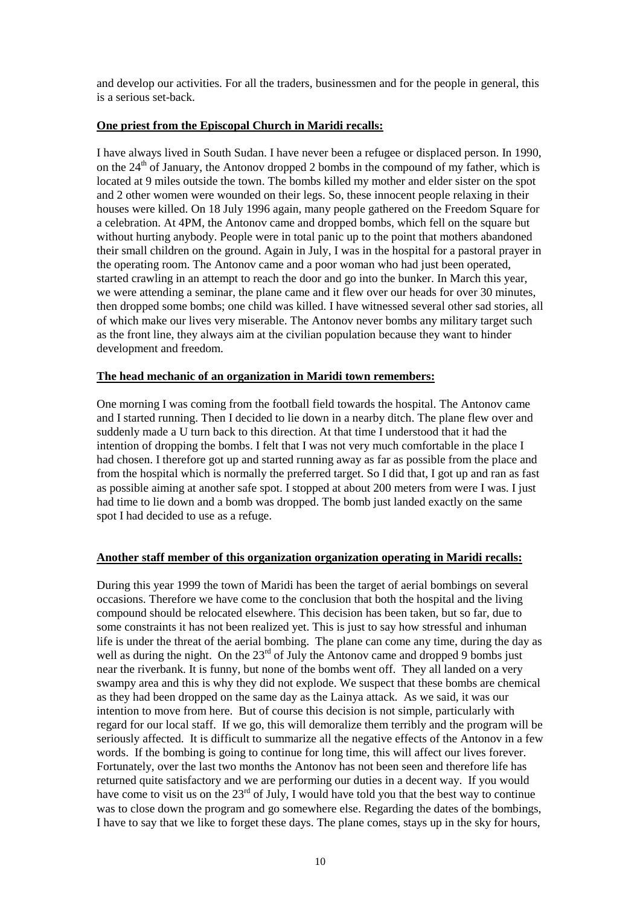and develop our activities. For all the traders, businessmen and for the people in general, this is a serious set-back.

**One priest from the Episcopal Church in Maridi recalls:**

I have always lived in South Sudan. I have never been a refugee or displaced person. In 1990, on the 24th of January, the Antonov dropped 2 bombs in the compound of my father, which is located at 9 miles outside the town. The bombs killed my mother and elder sister on the spot and 2 other women were wounded on their legs. So, these innocent people relaxing in their houses were killed. On 18 July 1996 again, many people gathered on the Freedom Square for a celebration. At 4PM, the Antonov came and dropped bombs, which fell on the square but without hurting anybody. People were in total panic up to the point that mothers abandoned their small children on the ground. Again in July, I was in the hospital for a pastoral prayer in the operating room. The Antonov came and a poor woman who had just been operated, started crawling in an attempt to reach the door and go into the bunker. In March this year, we were attending a seminar, the plane came and it flew over our heads for over 30 minutes, then dropped some bombs; one child was killed. I have witnessed several other sad stories, all of which make our lives very miserable. The Antonov never bombs any military target such as the front line, they always aim at the civilian population because they want to hinder development and freedom.

**The head mechanic of an organization in Maridi town remembers:**

One morning I was coming from the football field towards the hospital. The Antonov came and I started running. Then I decided to lie down in a nearby ditch. The plane flew over and suddenly made a U turn back to this direction. At that time I understood that it had the intention of dropping the bombs. I felt that I was not very much comfortable in the place I had chosen. I therefore got up and started running away as far as possible from the place and from the hospital which is normally the preferred target. So I did that, I got up and ran as fast as possible aiming at another safe spot. I stopped at about 200 meters from were I was. I just had time to lie down and a bomb was dropped. The bomb just landed exactly on the same spot I had decided to use as a refuge.

**Another staff member of this organization organization operating in Maridi recalls:**

During this year 1999 the town of Maridi has been the target of aerial bombings on several occasions. Therefore we have come to the conclusion that both the hospital and the living compound should be relocated elsewhere. This decision has been taken, but so far, due to some constraints it has not been realized yet. This is just to say how stressful and inhuman life is under the threat of the aerial bombing. The plane can come any time, during the day as well as during the night. On the 23rd of July the Antonov came and dropped 9 bombs just near the riverbank. It is funny, but none of the bombs went off. They all landed on a very swampy area and this is why they did not explode. We suspect that these bombs are chemical as they had been dropped on the same day as the Lainya attack. As we said, it was our intention to move from here. But of course this decision is not simple, particularly with regard for our local staff. If we go, this will demoralize them terribly and the program will be seriously affected. It is difficult to summarize all the negative effects of the Antonov in a few words. If the bombing is going to continue for long time, this will affect our lives forever. Fortunately, over the last two months the Antonov has not been seen and therefore life has returned quite satisfactory and we are performing our duties in a decent way. If you would have come to visit us on the 23rd of July, I would have told you that the best way to continue was to close down the program and go somewhere else. Regarding the dates of the bombings, I have to say that we like to forget these days. The plane comes, stays up in the sky for hours,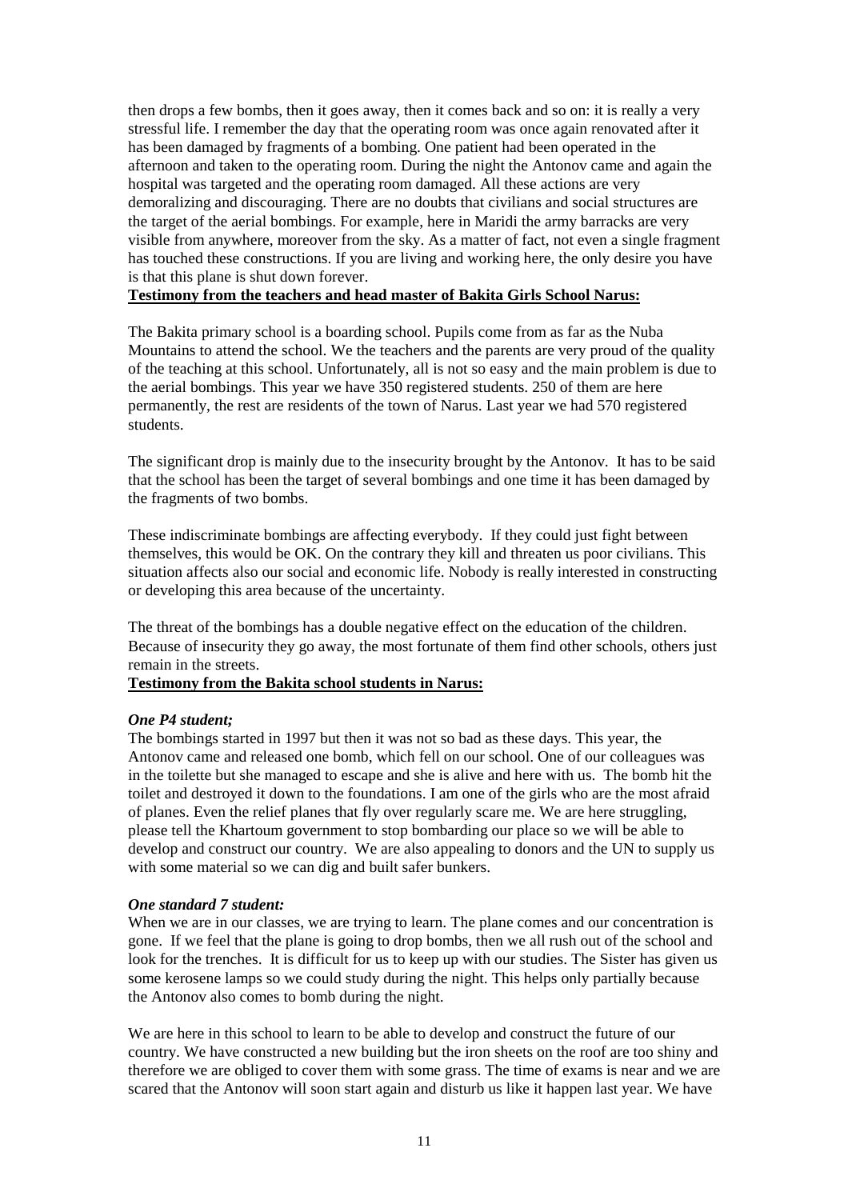then drops a few bombs, then it goes away, then it comes back and so on: it is really a very stressful life. I remember the day that the operating room was once again renovated after it has been damaged by fragments of a bombing. One patient had been operated in the afternoon and taken to the operating room. During the night the Antonov came and again the hospital was targeted and the operating room damaged. All these actions are very demoralizing and discouraging. There are no doubts that civilians and social structures are the target of the aerial bombings. For example, here in Maridi the army barracks are very visible from anywhere, moreover from the sky. As a matter of fact, not even a single fragment has touched these constructions. If you are living and working here, the only desire you have is that this plane is shut down forever.

**Testimony from the teachers and head master of Bakita Girls School Narus:**

The Bakita primary school is a boarding school. Pupils come from as far as the Nuba Mountains to attend the school. We the teachers and the parents are very proud of the quality of the teaching at this school. Unfortunately, all is not so easy and the main problem is due to the aerial bombings. This year we have 350 registered students. 250 of them are here permanently, the rest are residents of the town of Narus. Last year we had 570 registered students.

The significant drop is mainly due to the insecurity brought by the Antonov. It has to be said that the school has been the target of several bombings and one time it has been damaged by the fragments of two bombs.

These indiscriminate bombings are affecting everybody. If they could just fight between themselves, this would be OK. On the contrary they kill and threaten us poor civilians. This situation affects also our social and economic life. Nobody is really interested in constructing or developing this area because of the uncertainty.

The threat of the bombings has a double negative effect on the education of the children. Because of insecurity they go away, the most fortunate of them find other schools, others just remain in the streets.

**Testimony from the Bakita school students in Narus:**

***One P4 student;***

The bombings started in 1997 but then it was not so bad as these days. This year, the Antonov came and released one bomb, which fell on our school. One of our colleagues was in the toilette but she managed to escape and she is alive and here with us. The bomb hit the toilet and destroyed it down to the foundations. I am one of the girls who are the most afraid of planes. Even the relief planes that fly over regularly scare me. We are here struggling, please tell the Khartoum government to stop bombarding our place so we will be able to develop and construct our country. We are also appealing to donors and the UN to supply us with some material so we can dig and built safer bunkers.

***One standard 7 student:***

When we are in our classes, we are trying to learn. The plane comes and our concentration is gone. If we feel that the plane is going to drop bombs, then we all rush out of the school and look for the trenches. It is difficult for us to keep up with our studies. The Sister has given us some kerosene lamps so we could study during the night. This helps only partially because the Antonov also comes to bomb during the night.

We are here in this school to learn to be able to develop and construct the future of our country. We have constructed a new building but the iron sheets on the roof are too shiny and therefore we are obliged to cover them with some grass. The time of exams is near and we are scared that the Antonov will soon start again and disturb us like it happen last year. We have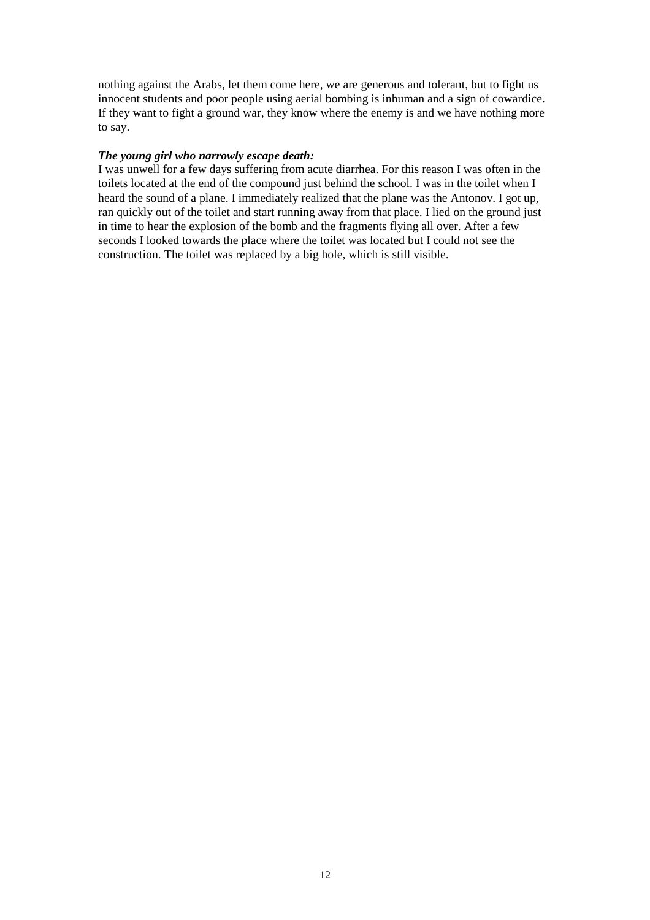nothing against the Arabs, let them come here, we are generous and tolerant, but to fight us innocent students and poor people using aerial bombing is inhuman and a sign of cowardice. If they want to fight a ground war, they know where the enemy is and we have nothing more to say.

***The young girl who narrowly escape death:***

I was unwell for a few days suffering from acute diarrhea. For this reason I was often in the toilets located at the end of the compound just behind the school. I was in the toilet when I heard the sound of a plane. I immediately realized that the plane was the Antonov. I got up, ran quickly out of the toilet and start running away from that place. I lied on the ground just in time to hear the explosion of the bomb and the fragments flying all over. After a few seconds I looked towards the place where the toilet was located but I could not see the construction. The toilet was replaced by a big hole, which is still visible.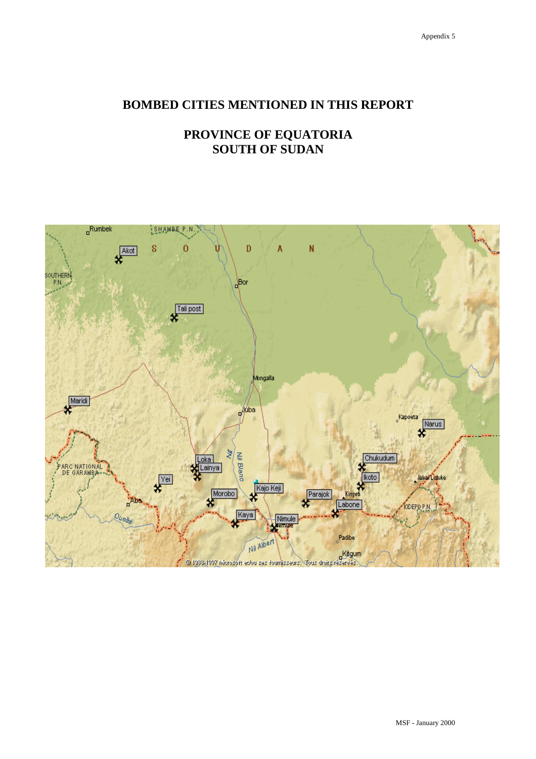Appendix 5

# BOMBED CITIES MENTIONED IN THIS REPORT

## PROVINCE OF EQUATORIA
## SOUTH OF SUDAN

Rumbek
SHAMBE P.N.
Akot
S O U D A N
SOUTHERN P.N.
Bor
Tali post
Mongalla
Maridi
Juba
Kapoeta
Narus
PARC NATIONAL DE GARAMBA
Loka
Lainya
Nil Blanc
Chukudum
Ikoto
Jabal Lotuke
Yei
Kajo Keji
Morobo
Parajok
Kinyeti
Aba
Labone
KIDEPO P.N.
Uele
Kaya
Nimule
Nil Albert
Padibe
Kitgum
© 1988-1997 Microsoft et/ou ses fournisseurs. Tous droits réservés.

MSF - January 2000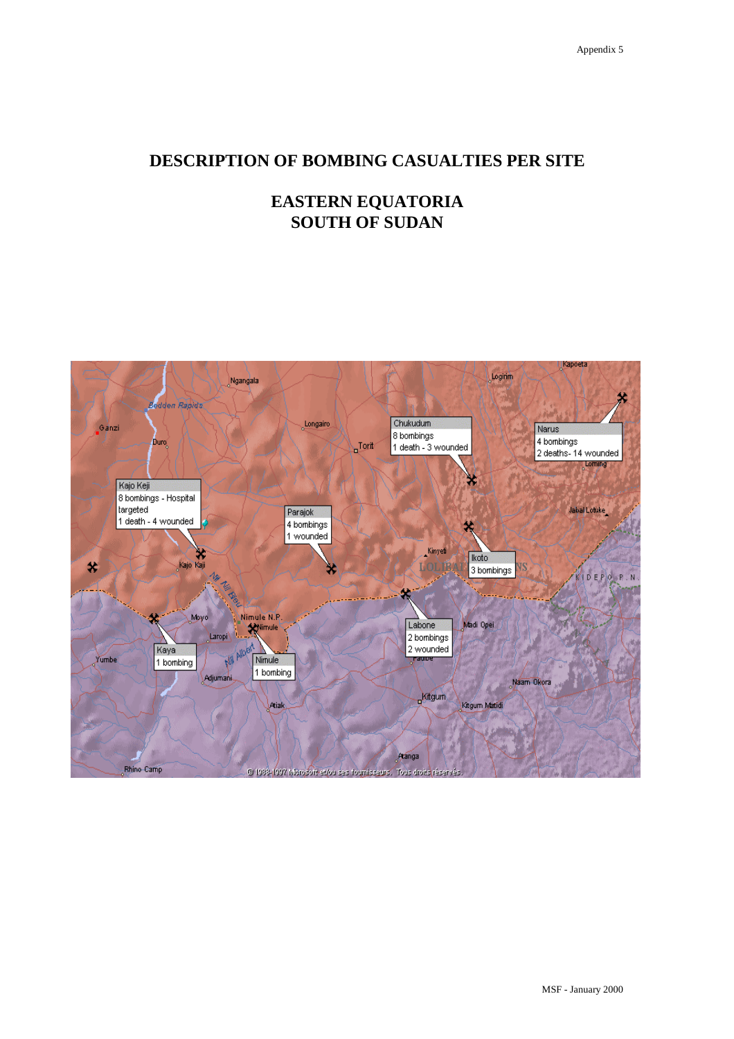# DESCRIPTION OF BOMBING CASUALTIES PER SITE

## EASTERN EQUATORIA
## SOUTH OF SUDAN

Kajo Keji
8 bombings - Hospital targeted
1 death - 4 wounded

Parajok
4 bombings
1 wounded

Chukudum
8 bombings
1 death - 3 wounded

Narus
4 bombings
2 deaths- 14 wounded

Ikoto
3 bombings

Labone
2 bombings
2 wounded

Kaya
1 bombing

Nimule
1 bombing

Kapoeta, Loginim, Ngangala, Bedden Rapids, Ganzi, Duro, Longairo, Torit, Loming, Jabal Lotuke, Kinyeti, LOLIBAI, KIDEPO P.N., Kajo Kaji, Nil Blanc, Moyo, Nimule N.P., Nimule, Laropi, Nil Albert, Yumbe, Adjumani, Madi Opei, Padibe, Naam Okora, Kitgum, Kitgum Matidi, Atiak, Atanga, Rhino Camp

© 1988-1997 Microsoft et/ou ses fournisseurs. Tous droits réservés.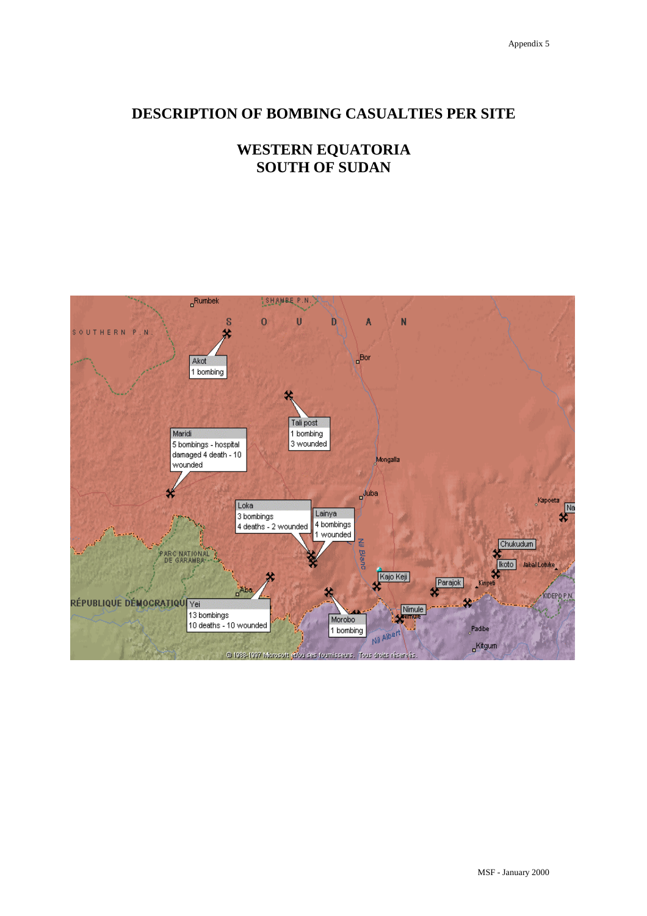# DESCRIPTION OF BOMBING CASUALTIES PER SITE

## WESTERN EQUATORIA
## SOUTH OF SUDAN

Rumbek

SHAMBE P.N.

SOUTHERN P.N.

SOUDAN

Akot
1 bombing

Bor

Tali post
1 bombing
3 wounded

Maridi
5 bombings - hospital damaged 4 death - 10 wounded

Mongalla

Juba

Kapoeta

Na

Loka
3 bombings
4 deaths - 2 wounded

Lainya
4 bombings
1 wounded

Nil Blanc

Chukudum

Ikoto

Jabal Lotuke

PARC NATIONAL DE GARAMBA

Kajo Keji

Parajok

Kinyeti

Aba

KIDEPO P.N.

RÉPUBLIQUE DÉMOCRATIQU

Yei
13 bombings
10 deaths - 10 wounded

Nimule

Morobo
1 bombing

Padibe

Nil Albert

Kitgum

© 1988-1997 Microsoft et/ou ses fournisseurs. Tous droits réservés.